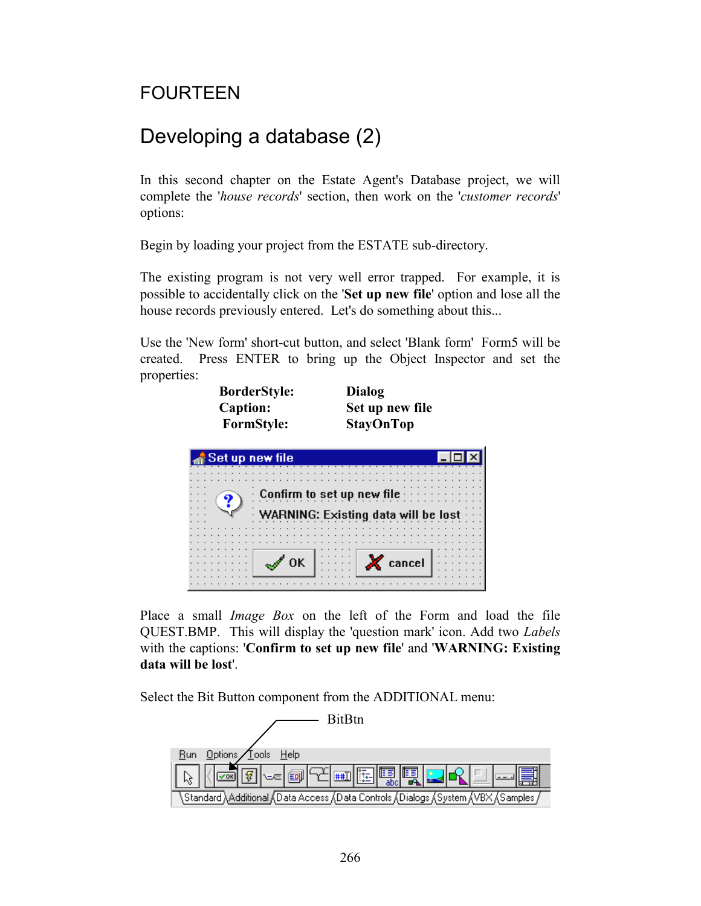# FOURTEEN

# Developing a database (2)

In this second chapter on the Estate Agent's Database project, we will complete the '*house records*' section, then work on the '*customer records*' options:

Begin by loading your project from the ESTATE sub-directory.

The existing program is not very well error trapped. For example, it is possible to accidentally click on the '**Set up new file**' option and lose all the house records previously entered. Let's do something about this...

Use the 'New form' short-cut button, and select 'Blank form' Form5 will be created. Press ENTER to bring up the Object Inspector and set the properties:

| | |
|---|---|
| **BorderStyle:** | **Dialog** |
| **Caption:** | **Set up new file** |
| **FormStyle:** | **StayOnTop** |

Place a small *Image Box* on the left of the Form and load the file QUEST.BMP. This will display the 'question mark' icon. Add two *Labels* with the captions: '**Confirm to set up new file**' and '**WARNING: Existing data will be lost**'.

Select the Bit Button component from the ADDITIONAL menu: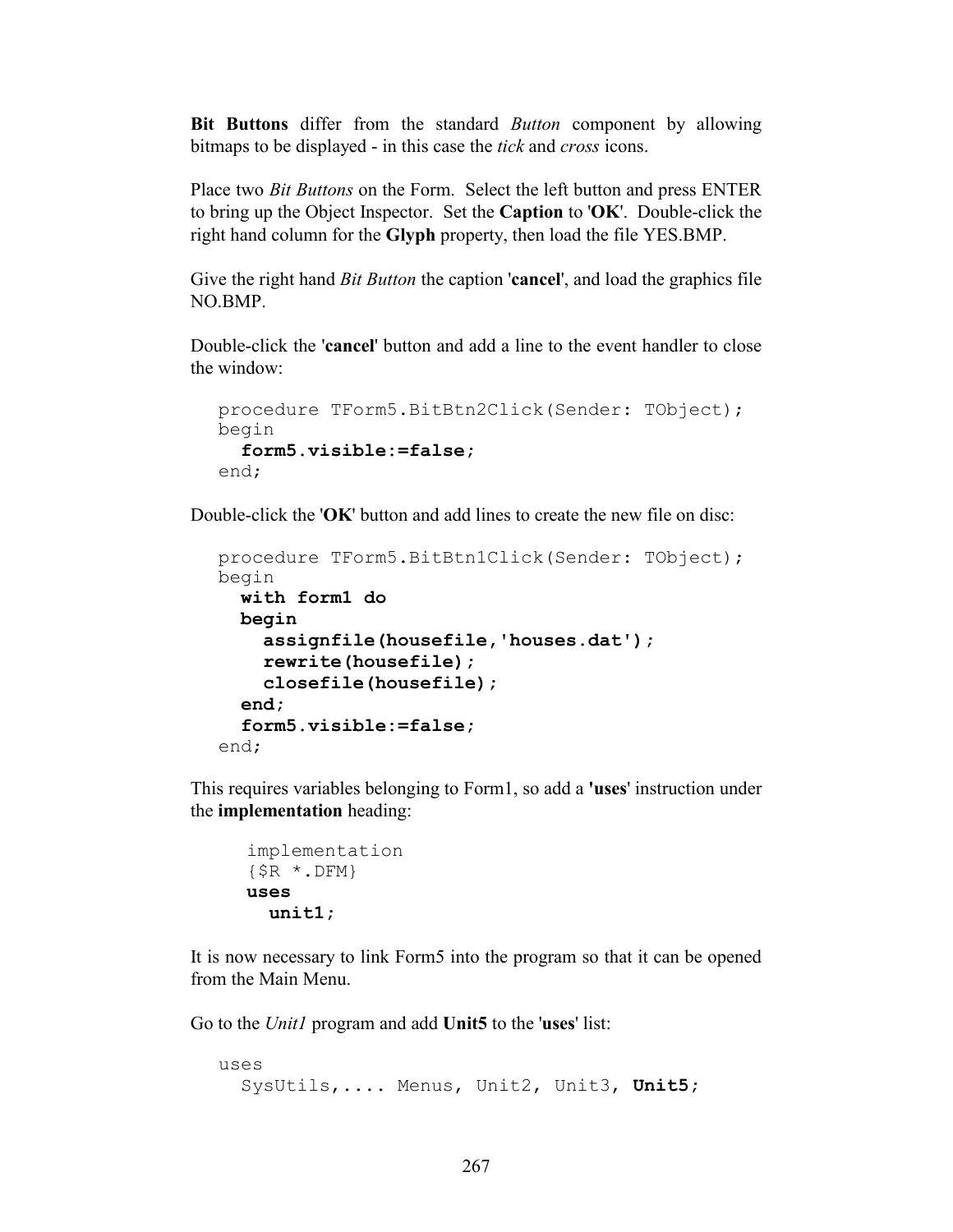**Bit Buttons** differ from the standard *Button* component by allowing bitmaps to be displayed - in this case the *tick* and *cross* icons.

Place two *Bit Buttons* on the Form. Select the left button and press ENTER to bring up the Object Inspector. Set the **Caption** to '**OK**'. Double-click the right hand column for the **Glyph** property, then load the file YES.BMP.

Give the right hand *Bit Button* the caption '**cancel**', and load the graphics file NO.BMP.

Double-click the '**cancel**' button and add a line to the event handler to close the window:

```
procedure TForm5.BitBtn2Click(Sender: TObject);
begin
  form5.visible:=false;
end;
```

Double-click the '**OK**' button and add lines to create the new file on disc:

```
procedure TForm5.BitBtn1Click(Sender: TObject);
begin
  with form1 do
  begin
    assignfile(housefile,'houses.dat');
    rewrite(housefile);
    closefile(housefile);
  end;
  form5.visible:=false;
end;
```

This requires variables belonging to Form1, so add a **'uses**' instruction under the **implementation** heading:

```
implementation
{$R *.DFM}
uses
  unit1;
```

It is now necessary to link Form5 into the program so that it can be opened from the Main Menu.

Go to the *Unit1* program and add **Unit5** to the '**uses**' list:

```
uses
  SysUtils,.... Menus, Unit2, Unit3, Unit5;
```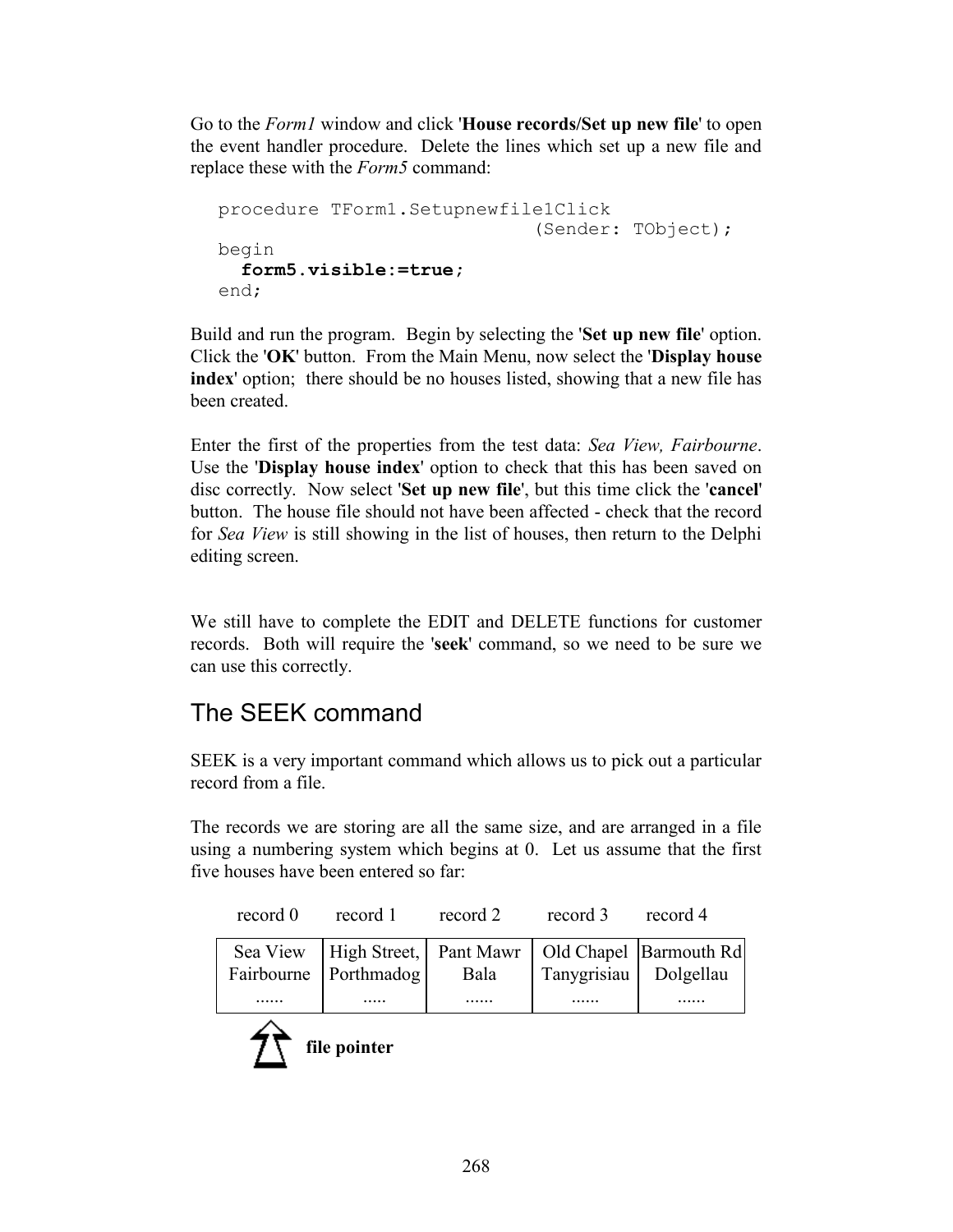Go to the *Form1* window and click '**House records/Set up new file**' to open the event handler procedure. Delete the lines which set up a new file and replace these with the *Form5* command:

```
procedure TForm1.Setupnewfile1Click
                              (Sender: TObject);
begin
  form5.visible:=true;
end;
```

Build and run the program. Begin by selecting the '**Set up new file**' option. Click the '**OK**' button. From the Main Menu, now select the '**Display house index**' option; there should be no houses listed, showing that a new file has been created.

Enter the first of the properties from the test data: *Sea View, Fairbourne*. Use the '**Display house index**' option to check that this has been saved on disc correctly. Now select '**Set up new file**', but this time click the '**cancel**' button. The house file should not have been affected - check that the record for *Sea View* is still showing in the list of houses, then return to the Delphi editing screen.

We still have to complete the EDIT and DELETE functions for customer records. Both will require the '**seek**' command, so we need to be sure we can use this correctly.

## The SEEK command

SEEK is a very important command which allows us to pick out a particular record from a file.

The records we are storing are all the same size, and are arranged in a file using a numbering system which begins at 0. Let us assume that the first five houses have been entered so far:

| record 0 | record 1 | record 2 | record 3 | record 4 |
|---|---|---|---|---|
| Sea View Fairbourne ...... | High Street, Porthmadog ..... | Pant Mawr Bala ...... | Old Chapel Tanygrisiau ...... | Barmouth Rd Dolgellau ...... |

**file pointer**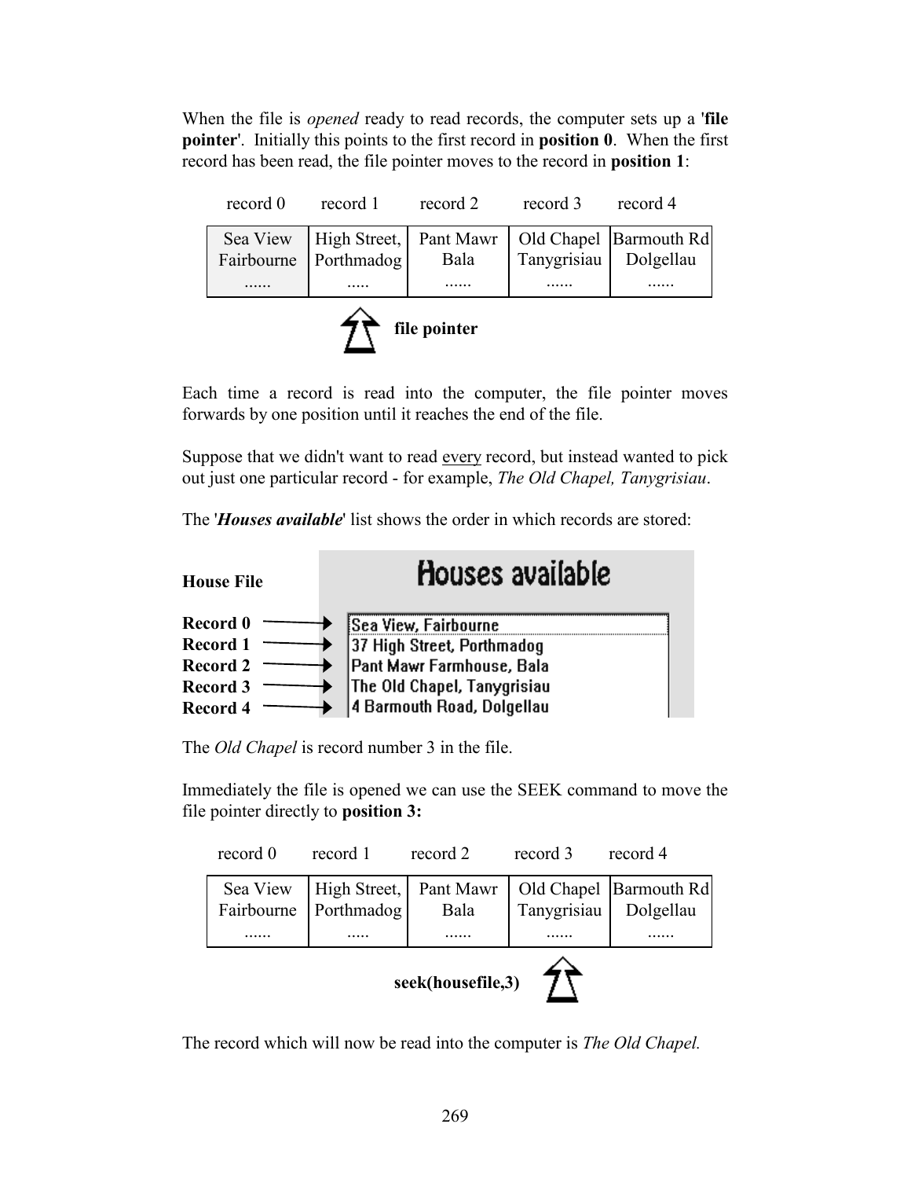When the file is *opened* ready to read records, the computer sets up a '**file pointer**'. Initially this points to the first record in **position 0**. When the first record has been read, the file pointer moves to the record in **position 1**:

| record 0 | record 1 | record 2 | record 3 | record 4 |
|---|---|---|---|---|
| Sea View Fairbourne ...... | High Street, Porthmadog ..... | Pant Mawr Bala ...... | Old Chapel Tanygrisiau ...... | Barmouth Rd Dolgellau ...... |

**file pointer**

Each time a record is read into the computer, the file pointer moves forwards by one position until it reaches the end of the file.

Suppose that we didn't want to read every record, but instead wanted to pick out just one particular record - for example, *The Old Chapel, Tanygrisiau*.

The '***Houses available***' list shows the order in which records are stored:

**House File**

**Houses available**

- **Record 0** → Sea View, Fairbourne
- **Record 1** → 37 High Street, Porthmadog
- **Record 2** → Pant Mawr Farmhouse, Bala
- **Record 3** → The Old Chapel, Tanygrisiau
- **Record 4** → 4 Barmouth Road, Dolgellau

The *Old Chapel* is record number 3 in the file.

Immediately the file is opened we can use the SEEK command to move the file pointer directly to **position 3:**

| record 0 | record 1 | record 2 | record 3 | record 4 |
|---|---|---|---|---|
| Sea View Fairbourne ...... | High Street, Porthmadog ..... | Pant Mawr Bala ...... | Old Chapel Tanygrisiau ...... | Barmouth Rd Dolgellau ...... |

**seek(housefile,3)**

The record which will now be read into the computer is *The Old Chapel.*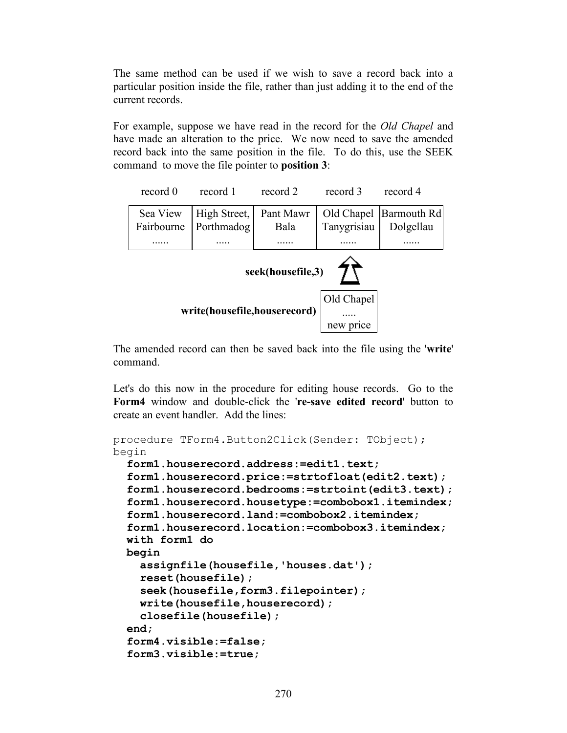The same method can be used if we wish to save a record back into a particular position inside the file, rather than just adding it to the end of the current records.

For example, suppose we have read in the record for the *Old Chapel* and have made an alteration to the price. We now need to save the amended record back into the same position in the file. To do this, use the SEEK command to move the file pointer to **position 3**:

| record 0 | record 1 | record 2 | record 3 | record 4 |
|---|---|---|---|---|
| Sea View Fairbourne ...... | High Street, Porthmadog ..... | Pant Mawr Bala ...... | Old Chapel Tanygrisiau ...... | Barmouth Rd Dolgellau ...... |

**seek(housefile,3)**

**write(housefile,houserecord)** — Old Chapel ..... new price

The amended record can then be saved back into the file using the '**write**' command.

Let's do this now in the procedure for editing house records. Go to the **Form4** window and double-click the '**re-save edited record**' button to create an event handler. Add the lines:

```
procedure TForm4.Button2Click(Sender: TObject);
begin
  form1.houserecord.address:=edit1.text;
  form1.houserecord.price:=strtofloat(edit2.text);
  form1.houserecord.bedrooms:=strtoint(edit3.text);
  form1.houserecord.housetype:=combobox1.itemindex;
  form1.houserecord.land:=combobox2.itemindex;
  form1.houserecord.location:=combobox3.itemindex;
  with form1 do
  begin
    assignfile(housefile,'houses.dat');
    reset(housefile);
    seek(housefile,form3.filepointer);
    write(housefile,houserecord);
    closefile(housefile);
  end;
  form4.visible:=false;
  form3.visible:=true;
```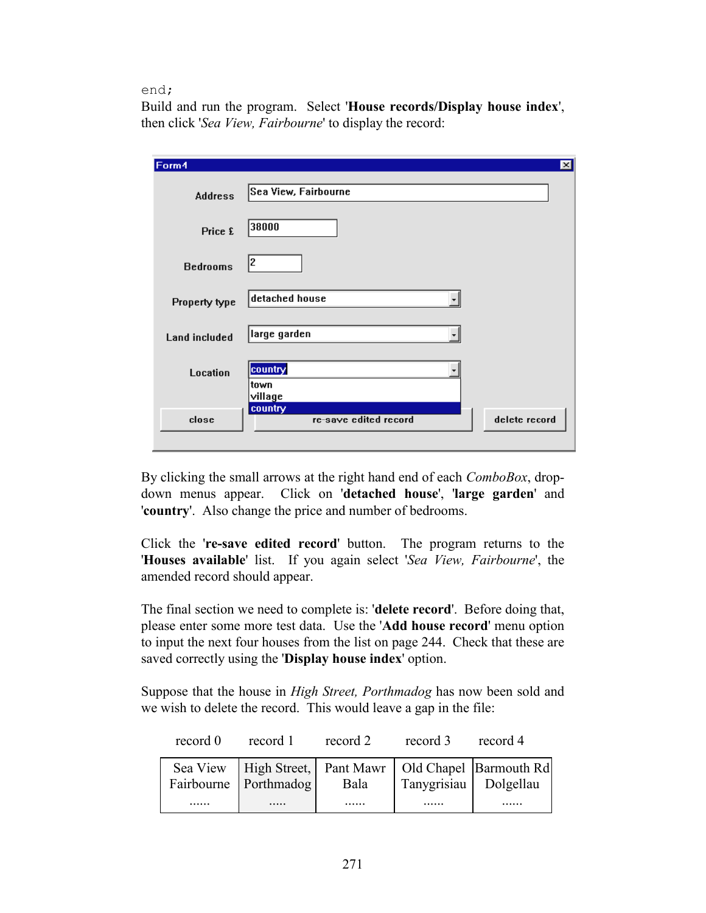```
end;
```

Build and run the program. Select '**House records/Display house index**', then click '*Sea View, Fairbourne*' to display the record:

By clicking the small arrows at the right hand end of each *ComboBox*, drop-down menus appear. Click on '**detached house**', '**large garden**' and '**country**'. Also change the price and number of bedrooms.

Click the '**re-save edited record**' button. The program returns to the '**Houses available**' list. If you again select '*Sea View, Fairbourne*', the amended record should appear.

The final section we need to complete is: '**delete record**'. Before doing that, please enter some more test data. Use the '**Add house record**' menu option to input the next four houses from the list on page 244. Check that these are saved correctly using the '**Display house index**' option.

Suppose that the house in *High Street, Porthmadog* has now been sold and we wish to delete the record. This would leave a gap in the file:

| record 0 | record 1 | record 2 | record 3 | record 4 |
|---|---|---|---|---|
| Sea View Fairbourne ...... | High Street, Porthmadog ..... | Pant Mawr Bala ...... | Old Chapel Tanygrisiau ...... | Barmouth Rd Dolgellau ...... |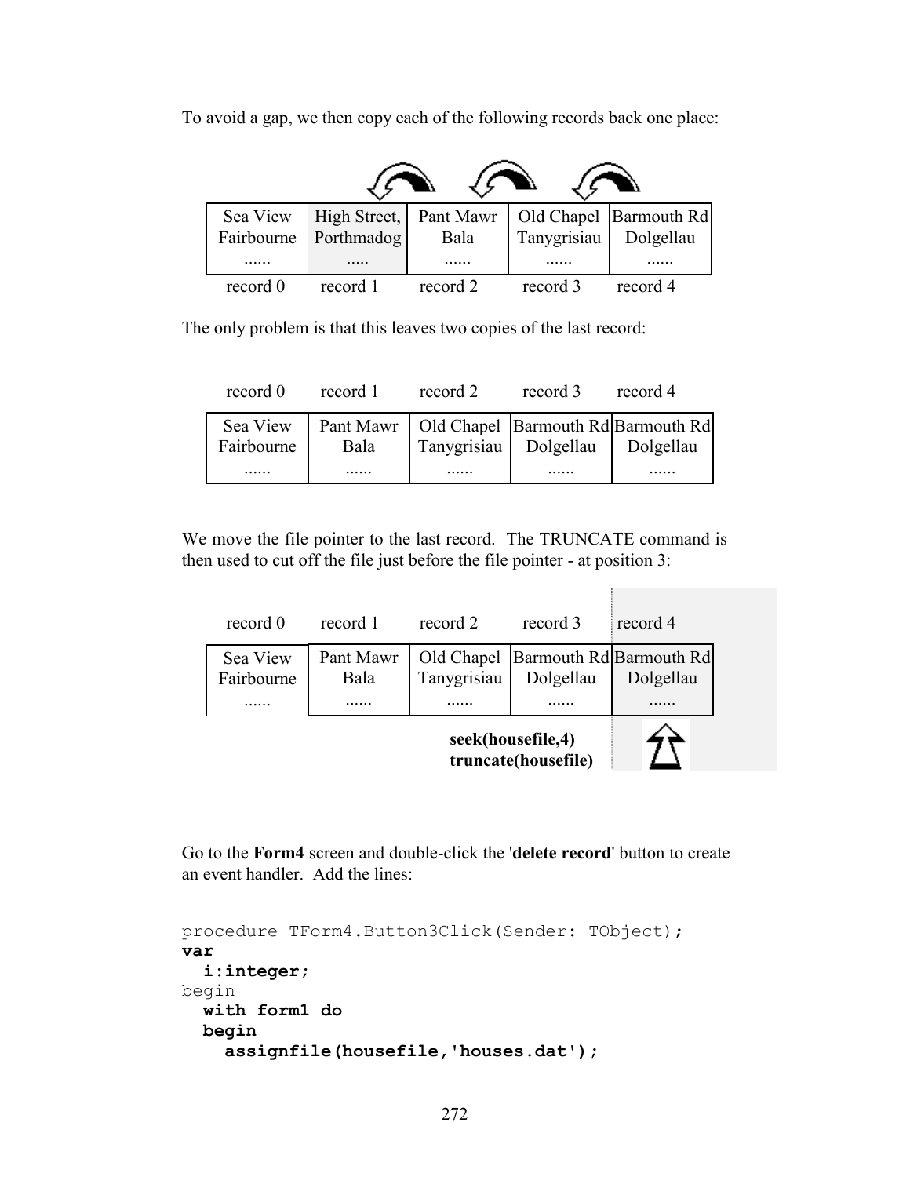To avoid a gap, we then copy each of the following records back one place:

| Sea View<br>Fairbourne<br>...... | High Street,<br>Porthmadog<br>..... | Pant Mawr<br>Bala<br>...... | Old Chapel<br>Tanygrisiau<br>...... | Barmouth Rd<br>Dolgellau<br>...... |
|---|---|---|---|---|
| record 0 | record 1 | record 2 | record 3 | record 4 |

The only problem is that this leaves two copies of the last record:

| record 0 | record 1 | record 2 | record 3 | record 4 |
|---|---|---|---|---|
| Sea View<br>Fairbourne<br>...... | Pant Mawr<br>Bala<br>...... | Old Chapel<br>Tanygrisiau<br>...... | Barmouth Rd<br>Dolgellau<br>...... | Barmouth Rd<br>Dolgellau<br>...... |

We move the file pointer to the last record. The TRUNCATE command is then used to cut off the file just before the file pointer - at position 3:

| record 0 | record 1 | record 2 | record 3 | record 4 |
|---|---|---|---|---|
| Sea View<br>Fairbourne<br>...... | Pant Mawr<br>Bala<br>...... | Old Chapel<br>Tanygrisiau<br>...... | Barmouth Rd<br>Dolgellau<br>...... | Barmouth Rd<br>Dolgellau<br>...... |

**seek(housefile,4)**
**truncate(housefile)**

Go to the **Form4** screen and double-click the '**delete record**' button to create an event handler. Add the lines:

```
procedure TForm4.Button3Click(Sender: TObject);
var
  i:integer;
begin
  with form1 do
  begin
    assignfile(housefile,'houses.dat');
```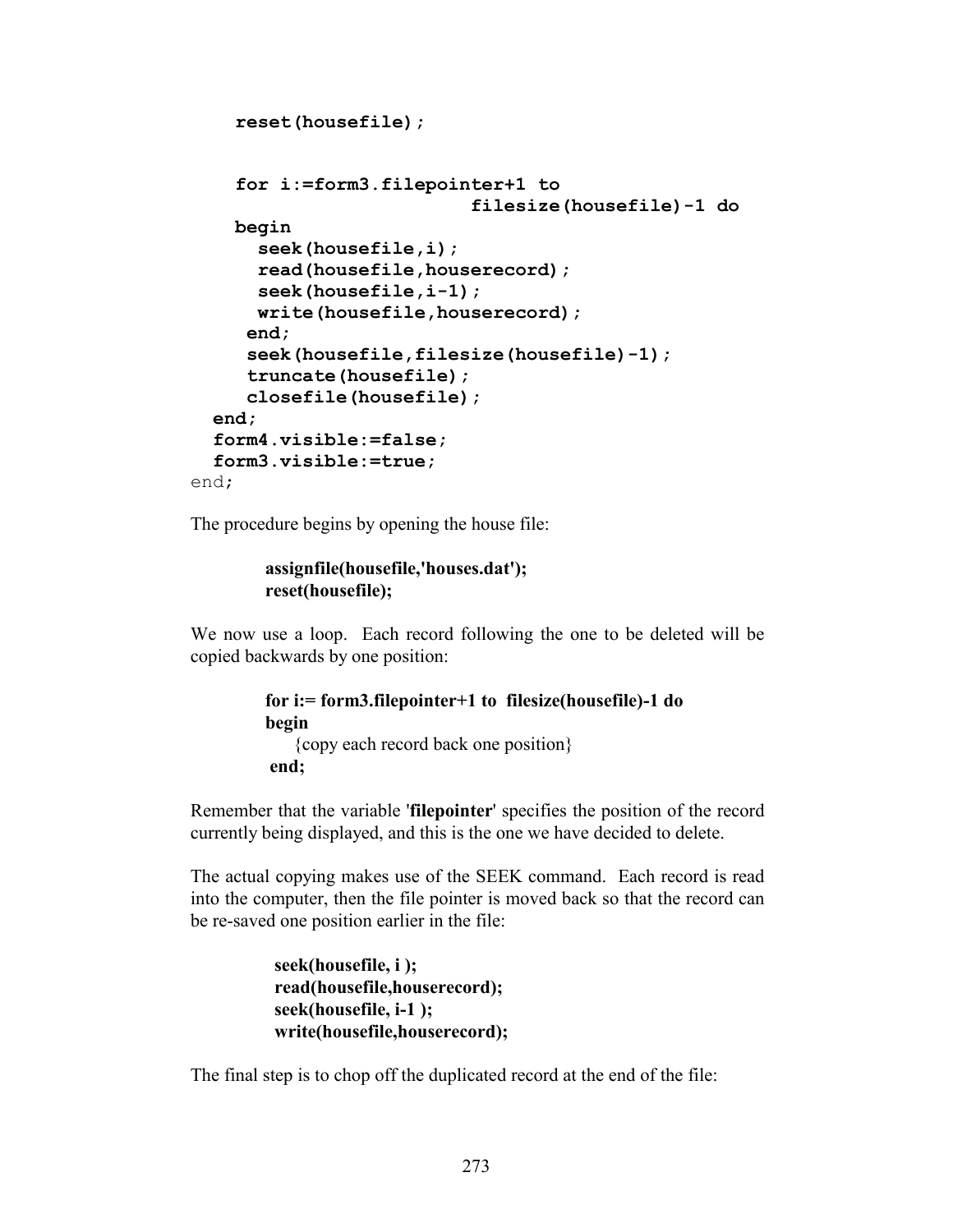```
    reset(housefile);


    for i:=form3.filepointer+1 to
                         filesize(housefile)-1 do
    begin
      seek(housefile,i);
      read(housefile,houserecord);
      seek(housefile,i-1);
      write(housefile,houserecord);
     end;
     seek(housefile,filesize(housefile)-1);
     truncate(housefile);
     closefile(housefile);
  end;
  form4.visible:=false;
  form3.visible:=true;
end;
```

The procedure begins by opening the house file:

```
assignfile(housefile,'houses.dat');
reset(housefile);
```

We now use a loop. Each record following the one to be deleted will be copied backwards by one position:

```
for i:= form3.filepointer+1 to  filesize(housefile)-1 do
begin
     {copy each record back one position}
 end;
```

Remember that the variable '**filepointer**' specifies the position of the record currently being displayed, and this is the one we have decided to delete.

The actual copying makes use of the SEEK command. Each record is read into the computer, then the file pointer is moved back so that the record can be re-saved one position earlier in the file:

```
seek(housefile, i );
read(housefile,houserecord);
seek(housefile, i-1 );
write(housefile,houserecord);
```

The final step is to chop off the duplicated record at the end of the file: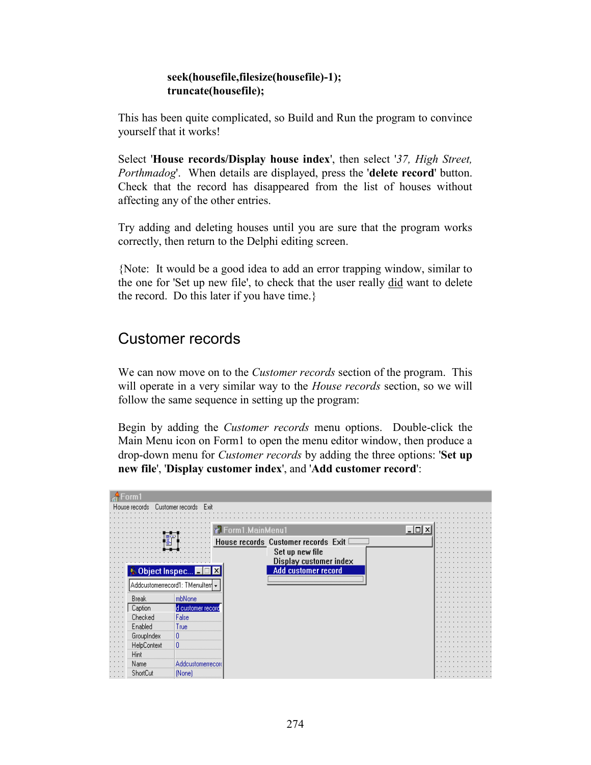```
seek(housefile,filesize(housefile)-1);
truncate(housefile);
```

This has been quite complicated, so Build and Run the program to convince yourself that it works!

Select '**House records/Display house index**', then select '*37, High Street, Porthmadog*'. When details are displayed, press the '**delete record**' button. Check that the record has disappeared from the list of houses without affecting any of the other entries.

Try adding and deleting houses until you are sure that the program works correctly, then return to the Delphi editing screen.

{Note: It would be a good idea to add an error trapping window, similar to the one for 'Set up new file', to check that the user really did want to delete the record. Do this later if you have time.}

## Customer records

We can now move on to the *Customer records* section of the program. This will operate in a very similar way to the *House records* section, so we will follow the same sequence in setting up the program:

Begin by adding the *Customer records* menu options. Double-click the Main Menu icon on Form1 to open the menu editor window, then produce a drop-down menu for *Customer records* by adding the three options: '**Set up new file**', '**Display customer index**', and '**Add customer record**':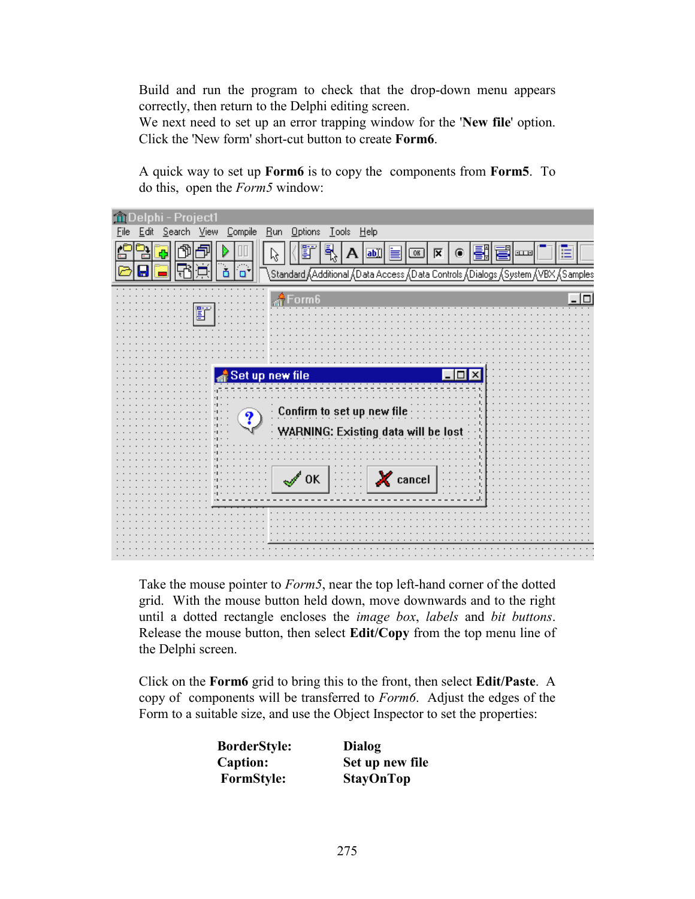Build and run the program to check that the drop-down menu appears correctly, then return to the Delphi editing screen.
We next need to set up an error trapping window for the '**New file**' option. Click the 'New form' short-cut button to create **Form6**.

A quick way to set up **Form6** is to copy the components from **Form5**. To do this, open the *Form5* window:

Take the mouse pointer to *Form5*, near the top left-hand corner of the dotted grid. With the mouse button held down, move downwards and to the right until a dotted rectangle encloses the *image box*, *labels* and *bit buttons*. Release the mouse button, then select **Edit/Copy** from the top menu line of the Delphi screen.

Click on the **Form6** grid to bring this to the front, then select **Edit/Paste**. A copy of components will be transferred to *Form6*. Adjust the edges of the Form to a suitable size, and use the Object Inspector to set the properties:

| | |
|---|---|
| **BorderStyle:** | **Dialog** |
| **Caption:** | **Set up new file** |
| **FormStyle:** | **StayOnTop** |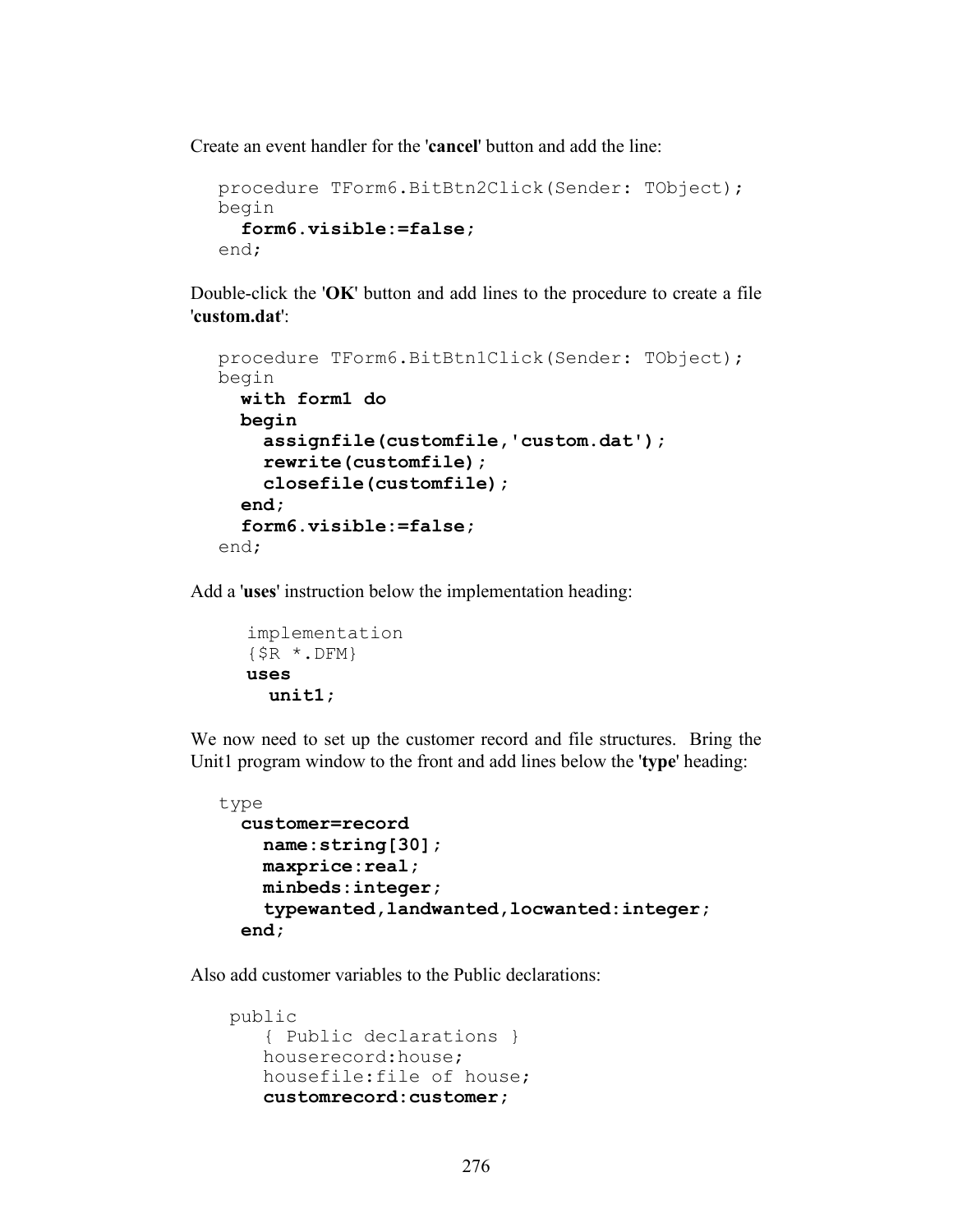Create an event handler for the '**cancel**' button and add the line:

```
procedure TForm6.BitBtn2Click(Sender: TObject);
begin
  form6.visible:=false;
end;
```

Double-click the '**OK**' button and add lines to the procedure to create a file '**custom.dat**':

```
procedure TForm6.BitBtn1Click(Sender: TObject);
begin
  with form1 do
  begin
    assignfile(customfile,'custom.dat');
    rewrite(customfile);
    closefile(customfile);
  end;
  form6.visible:=false;
end;
```

Add a '**uses**' instruction below the implementation heading:

```
implementation
{$R *.DFM}
uses
  unit1;
```

We now need to set up the customer record and file structures. Bring the Unit1 program window to the front and add lines below the '**type**' heading:

```
type
  customer=record
    name:string[30];
    maxprice:real;
    minbeds:integer;
    typewanted,landwanted,locwanted:integer;
  end;
```

Also add customer variables to the Public declarations:

```
public
  { Public declarations }
  houserecord:house;
  housefile:file of house;
  customrecord:customer;
```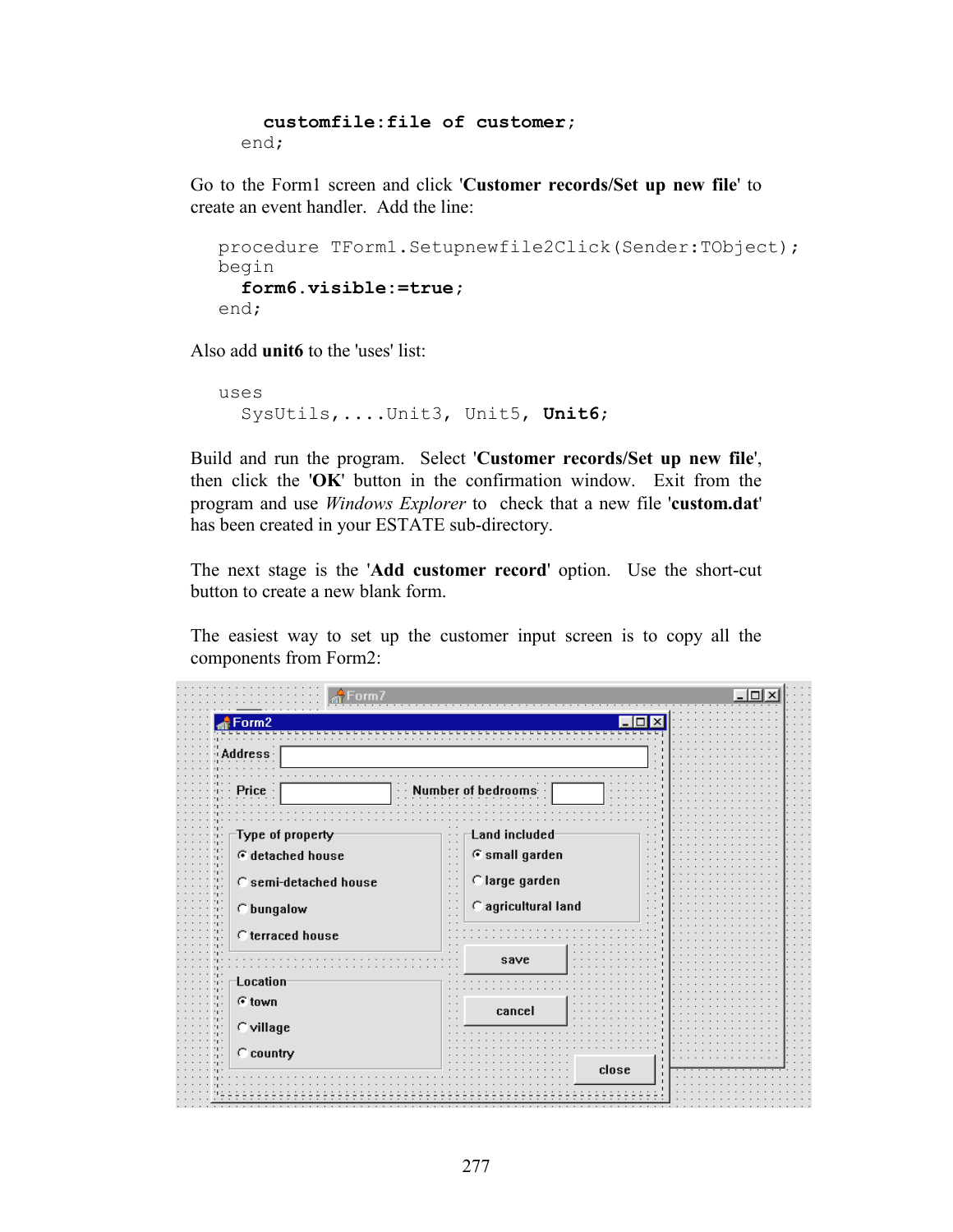```
      customfile:file of customer;
    end;
```

Go to the Form1 screen and click '**Customer records/Set up new file**' to create an event handler. Add the line:

```
procedure TForm1.Setupnewfile2Click(Sender:TObject);
begin
  form6.visible:=true;
end;
```

Also add **unit6** to the 'uses' list:

```
uses
  SysUtils,....Unit3, Unit5, Unit6;
```

Build and run the program. Select '**Customer records/Set up new file**', then click the '**OK**' button in the confirmation window. Exit from the program and use *Windows Explorer* to check that a new file '**custom.dat**' has been created in your ESTATE sub-directory.

The next stage is the '**Add customer record**' option. Use the short-cut button to create a new blank form.

The easiest way to set up the customer input screen is to copy all the components from Form2: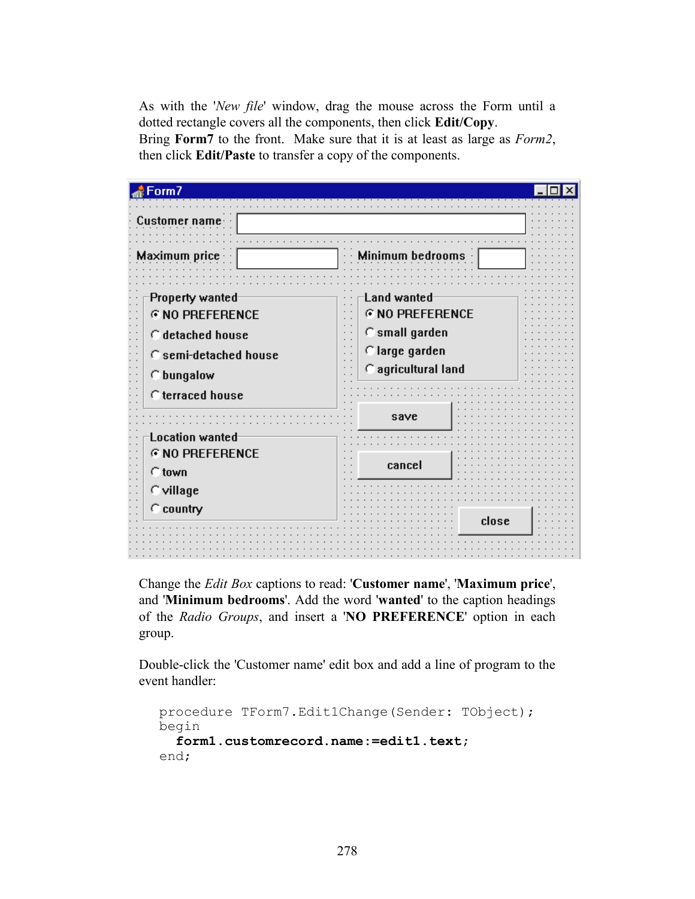As with the '*New file*' window, drag the mouse across the Form until a dotted rectangle covers all the components, then click **Edit/Copy**. Bring **Form7** to the front. Make sure that it is at least as large as *Form2*, then click **Edit/Paste** to transfer a copy of the components.

Change the *Edit Box* captions to read: '**Customer name**', '**Maximum price**', and '**Minimum bedrooms**'. Add the word '**wanted**' to the caption headings of the *Radio Groups*, and insert a '**NO PREFERENCE**' option in each group.

Double-click the 'Customer name' edit box and add a line of program to the event handler:

```
procedure TForm7.Edit1Change(Sender: TObject);
begin
  form1.customrecord.name:=edit1.text;
end;
```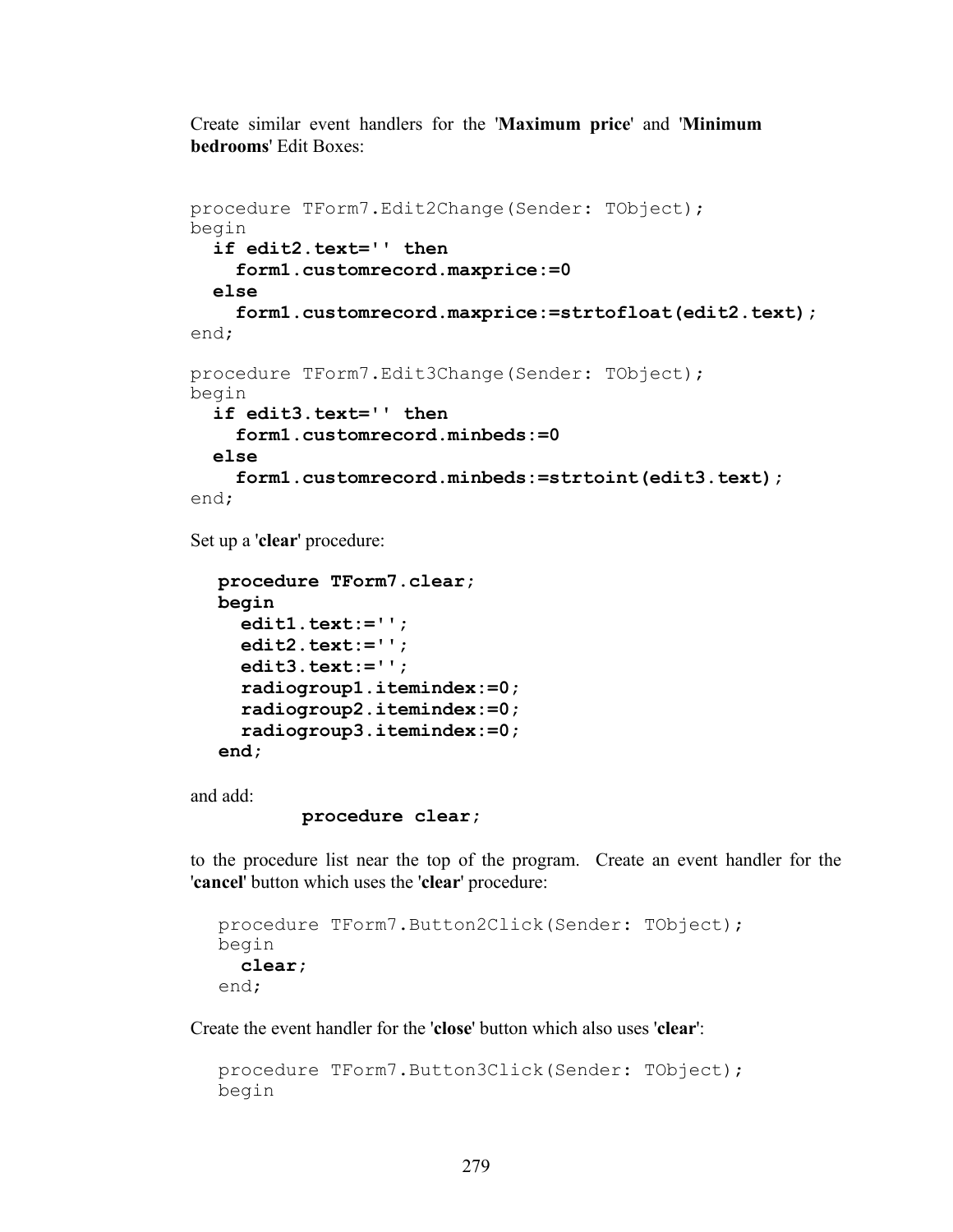Create similar event handlers for the '**Maximum price**' and '**Minimum bedrooms**' Edit Boxes:

```
procedure TForm7.Edit2Change(Sender: TObject);
begin
  if edit2.text='' then
    form1.customrecord.maxprice:=0
  else
    form1.customrecord.maxprice:=strtofloat(edit2.text);
end;

procedure TForm7.Edit3Change(Sender: TObject);
begin
  if edit3.text='' then
    form1.customrecord.minbeds:=0
  else
    form1.customrecord.minbeds:=strtoint(edit3.text);
end;
```

Set up a '**clear**' procedure:

```
procedure TForm7.clear;
begin
  edit1.text:='';
  edit2.text:='';
  edit3.text:='';
  radiogroup1.itemindex:=0;
  radiogroup2.itemindex:=0;
  radiogroup3.itemindex:=0;
end;
```

and add:

```
procedure clear;
```

to the procedure list near the top of the program. Create an event handler for the '**cancel**' button which uses the '**clear**' procedure:

```
procedure TForm7.Button2Click(Sender: TObject);
begin
  clear;
end;
```

Create the event handler for the '**close**' button which also uses '**clear**':

```
procedure TForm7.Button3Click(Sender: TObject);
begin
```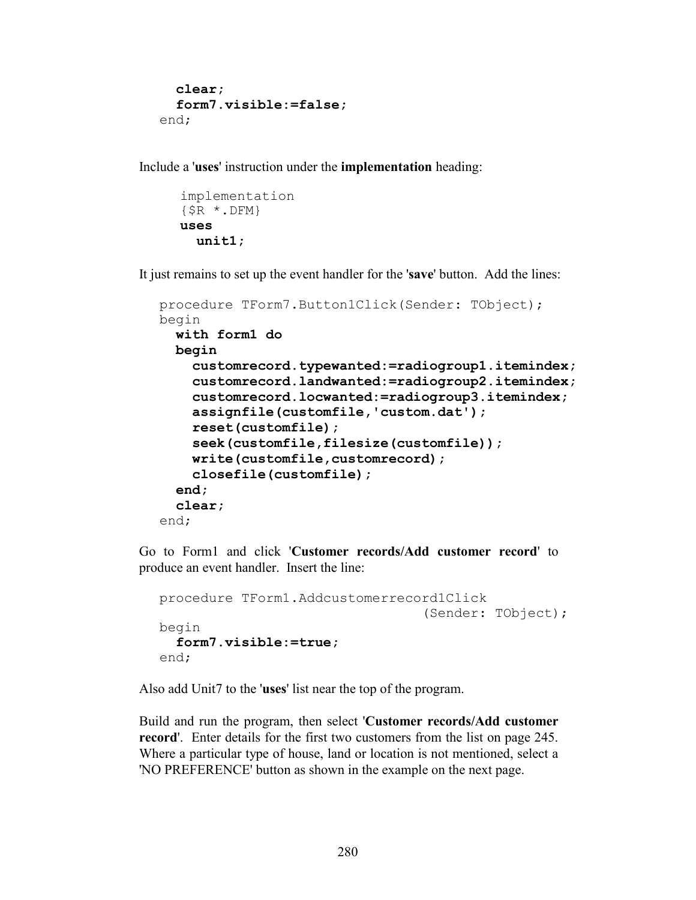```
    clear;
    form7.visible:=false;
  end;
```

Include a '**uses**' instruction under the **implementation** heading:

```
implementation
{$R *.DFM}
uses
  unit1;
```

It just remains to set up the event handler for the '**save**' button. Add the lines:

```
procedure TForm7.Button1Click(Sender: TObject);
begin
  with form1 do
  begin
    customrecord.typewanted:=radiogroup1.itemindex;
    customrecord.landwanted:=radiogroup2.itemindex;
    customrecord.locwanted:=radiogroup3.itemindex;
    assignfile(customfile,'custom.dat');
    reset(customfile);
    seek(customfile,filesize(customfile));
    write(customfile,customrecord);
    closefile(customfile);
  end;
  clear;
end;
```

Go to Form1 and click '**Customer records/Add customer record**' to produce an event handler. Insert the line:

```
procedure TForm1.Addcustomerrecord1Click
                                (Sender: TObject);
begin
  form7.visible:=true;
end;
```

Also add Unit7 to the '**uses**' list near the top of the program.

Build and run the program, then select '**Customer records/Add customer record**'. Enter details for the first two customers from the list on page 245. Where a particular type of house, land or location is not mentioned, select a 'NO PREFERENCE' button as shown in the example on the next page.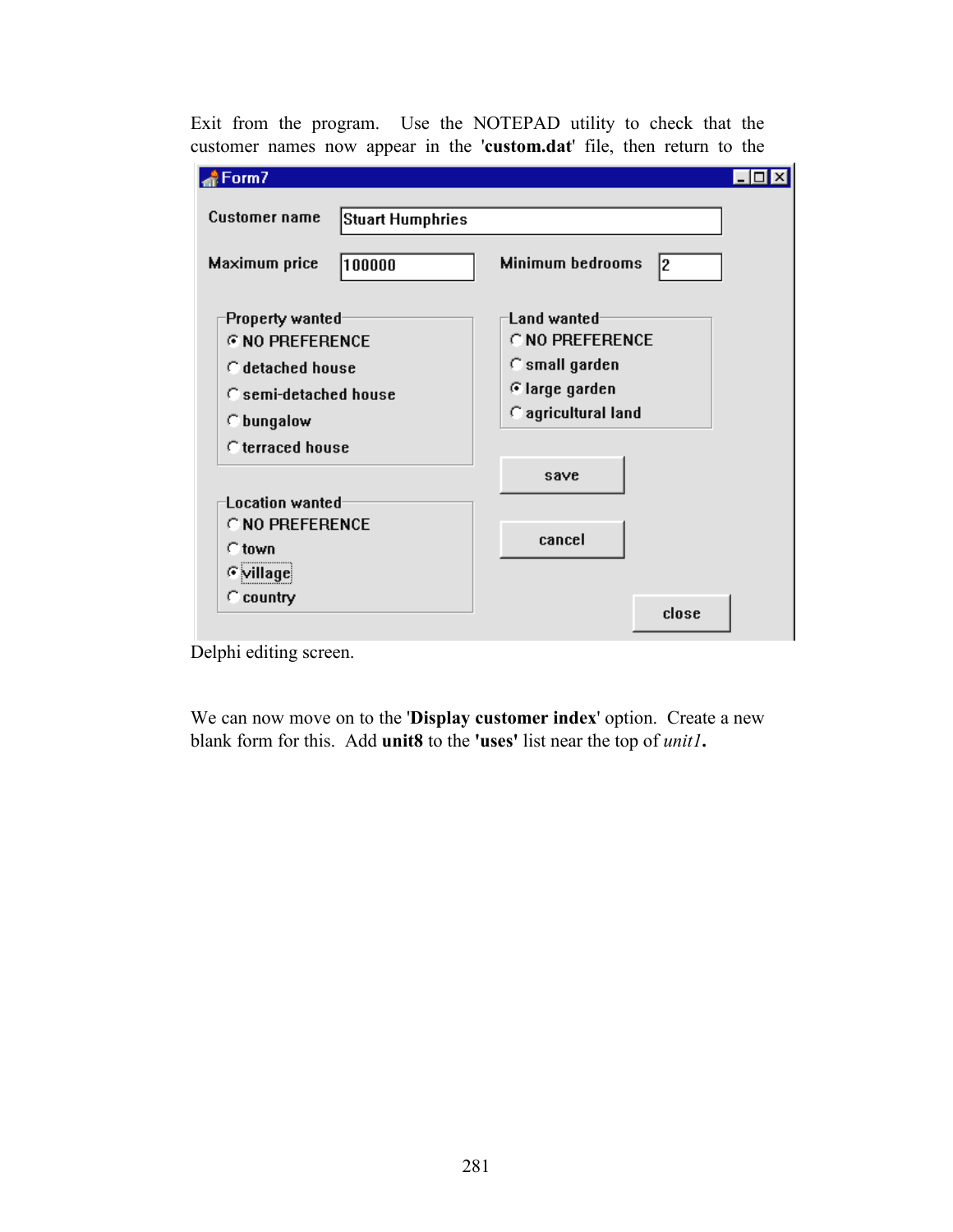Exit from the program. Use the NOTEPAD utility to check that the customer names now appear in the '**custom.dat**' file, then return to the Delphi editing screen.

We can now move on to the '**Display customer index**' option. Create a new blank form for this. Add **unit8** to the **'uses'** list near the top of *unit1*.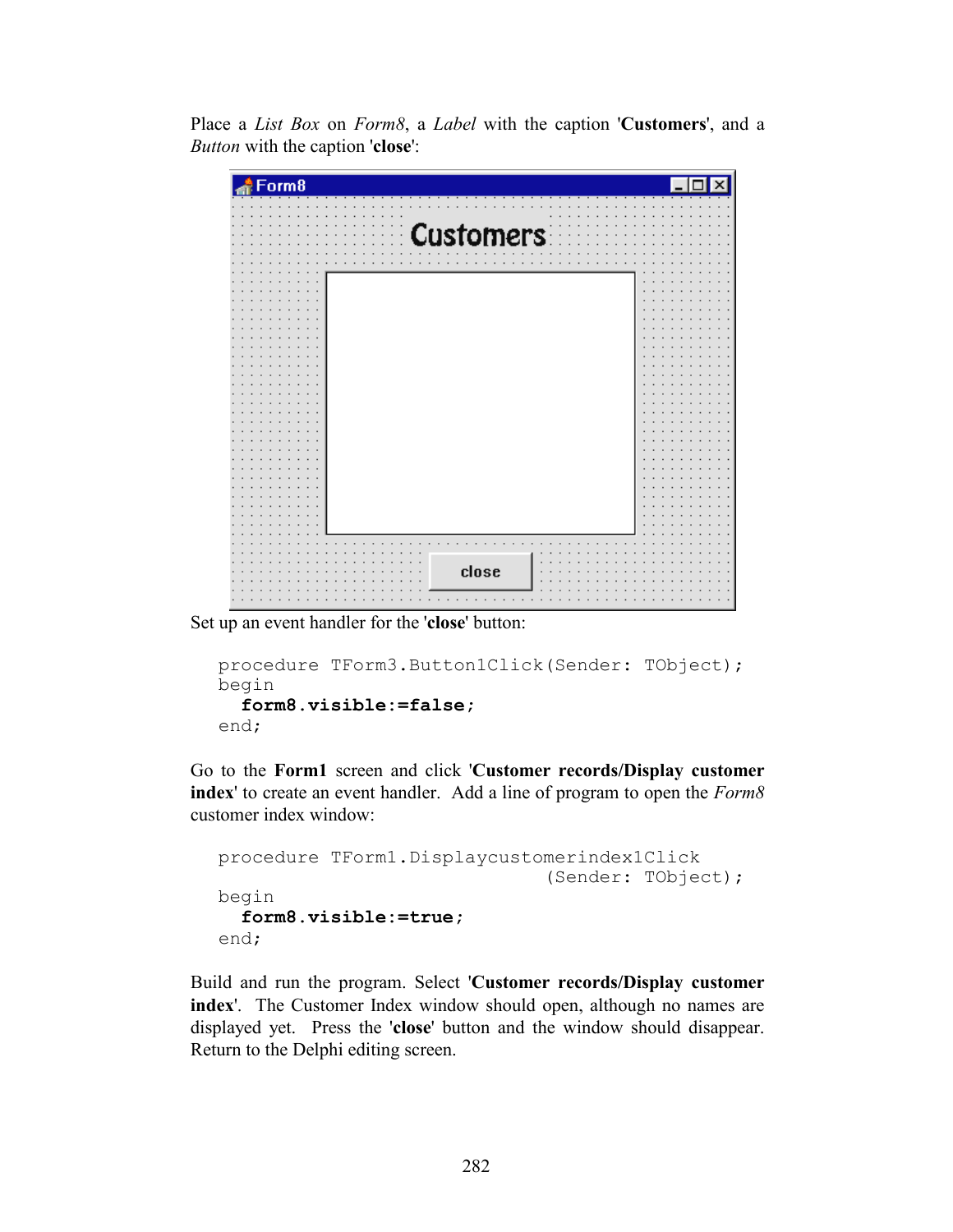Place a *List Box* on *Form8*, a *Label* with the caption '**Customers**', and a *Button* with the caption '**close**':

Set up an event handler for the '**close**' button:

```
procedure TForm3.Button1Click(Sender: TObject);
begin
  form8.visible:=false;
end;
```

Go to the **Form1** screen and click '**Customer records/Display customer index**' to create an event handler. Add a line of program to open the *Form8* customer index window:

```
procedure TForm1.Displaycustomerindex1Click
                                   (Sender: TObject);
begin
  form8.visible:=true;
end;
```

Build and run the program. Select '**Customer records/Display customer index**'. The Customer Index window should open, although no names are displayed yet. Press the '**close**' button and the window should disappear. Return to the Delphi editing screen.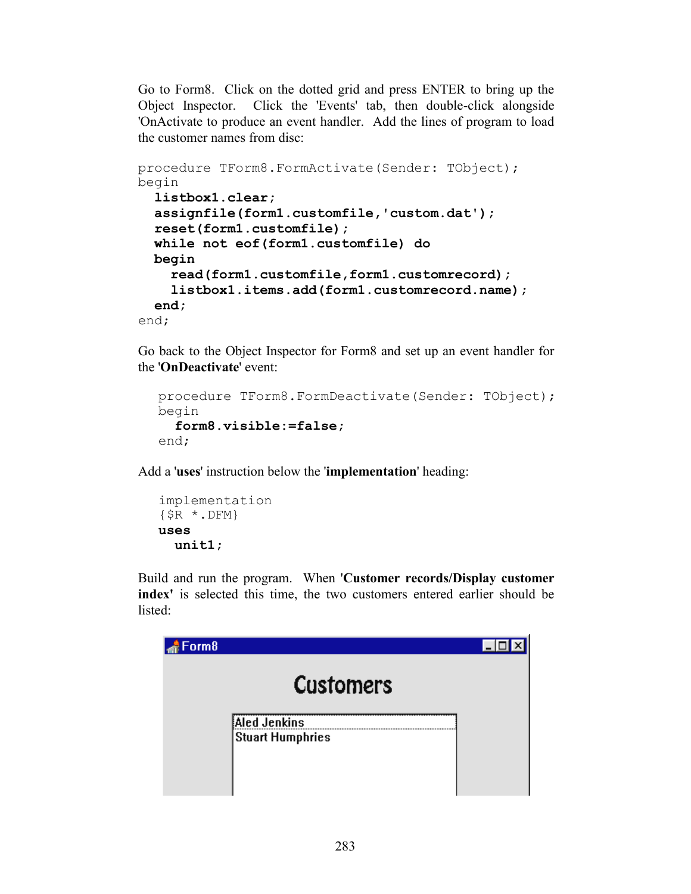Go to Form8. Click on the dotted grid and press ENTER to bring up the Object Inspector. Click the 'Events' tab, then double-click alongside 'OnActivate to produce an event handler. Add the lines of program to load the customer names from disc:

```
procedure TForm8.FormActivate(Sender: TObject);
begin
  listbox1.clear;
  assignfile(form1.customfile,'custom.dat');
  reset(form1.customfile);
  while not eof(form1.customfile) do
  begin
    read(form1.customfile,form1.customrecord);
    listbox1.items.add(form1.customrecord.name);
  end;
end;
```

Go back to the Object Inspector for Form8 and set up an event handler for the '**OnDeactivate**' event:

```
procedure TForm8.FormDeactivate(Sender: TObject);
begin
  form8.visible:=false;
end;
```

Add a '**uses**' instruction below the '**implementation**' heading:

```
implementation
{$R *.DFM}
uses
  unit1;
```

Build and run the program. When '**Customer records/Display customer index'** is selected this time, the two customers entered earlier should be listed: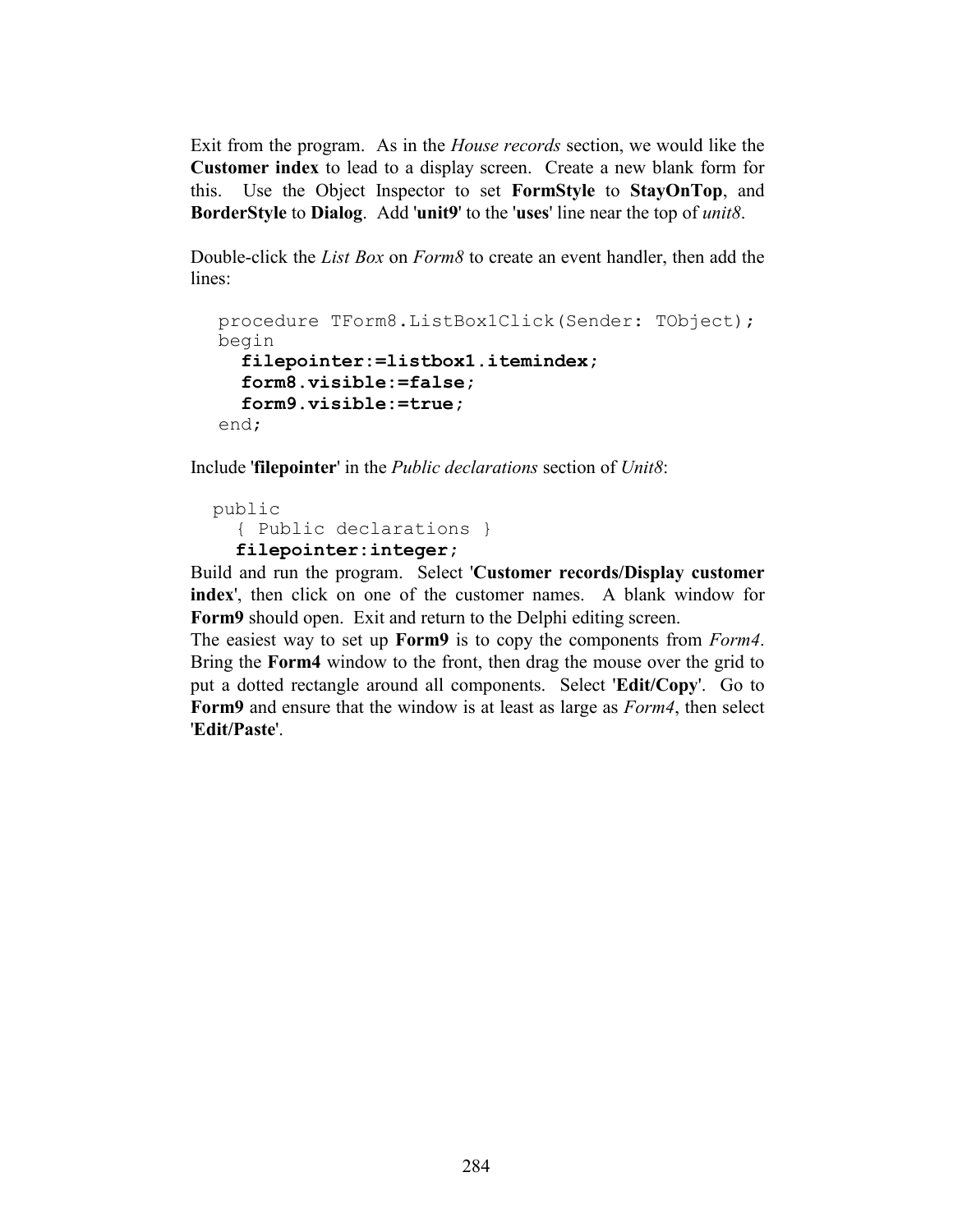Exit from the program. As in the *House records* section, we would like the **Customer index** to lead to a display screen. Create a new blank form for this. Use the Object Inspector to set **FormStyle** to **StayOnTop**, and **BorderStyle** to **Dialog**. Add '**unit9**' to the '**uses**' line near the top of *unit8*.

Double-click the *List Box* on *Form8* to create an event handler, then add the lines:

```
procedure TForm8.ListBox1Click(Sender: TObject);
begin
  filepointer:=listbox1.itemindex;
  form8.visible:=false;
  form9.visible:=true;
end;
```

Include '**filepointer**' in the *Public declarations* section of *Unit8*:

```
public
  { Public declarations }
  filepointer:integer;
```

Build and run the program. Select '**Customer records/Display customer index**', then click on one of the customer names. A blank window for **Form9** should open. Exit and return to the Delphi editing screen.

The easiest way to set up **Form9** is to copy the components from *Form4*. Bring the **Form4** window to the front, then drag the mouse over the grid to put a dotted rectangle around all components. Select '**Edit/Copy**'. Go to **Form9** and ensure that the window is at least as large as *Form4*, then select '**Edit/Paste**'.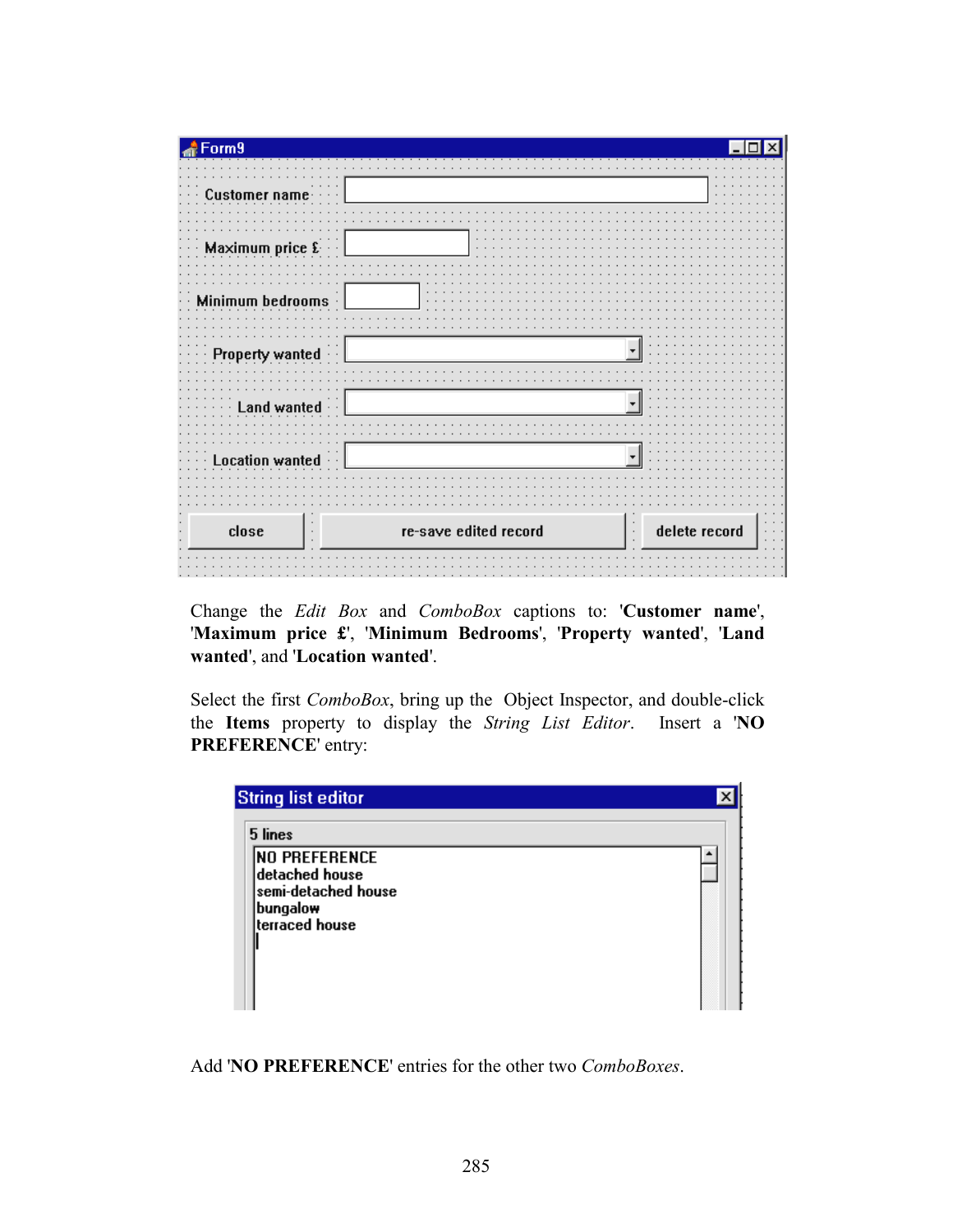Change the *Edit Box* and *ComboBox* captions to: '**Customer name**', '**Maximum price £**', '**Minimum Bedrooms**', '**Property wanted**', '**Land wanted**', and '**Location wanted**'.

Select the first *ComboBox*, bring up the Object Inspector, and double-click the **Items** property to display the *String List Editor*. Insert a '**NO PREFERENCE**' entry:

Add '**NO PREFERENCE**' entries for the other two *ComboBoxes*.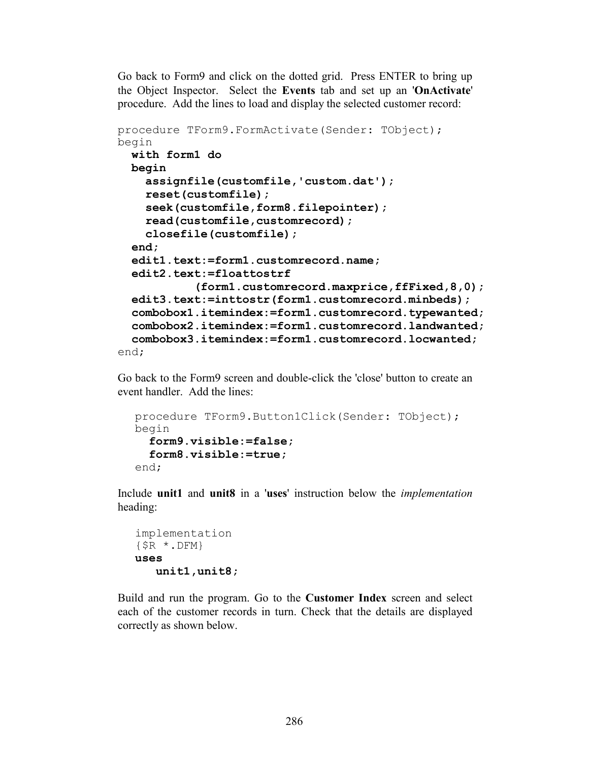Go back to Form9 and click on the dotted grid. Press ENTER to bring up the Object Inspector. Select the **Events** tab and set up an '**OnActivate**' procedure. Add the lines to load and display the selected customer record:

```
procedure TForm9.FormActivate(Sender: TObject);
begin
  with form1 do
  begin
    assignfile(customfile,'custom.dat');
    reset(customfile);
    seek(customfile,form8.filepointer);
    read(customfile,customrecord);
    closefile(customfile);
  end;
  edit1.text:=form1.customrecord.name;
  edit2.text:=floattostrf
          (form1.customrecord.maxprice,ffFixed,8,0);
  edit3.text:=inttostr(form1.customrecord.minbeds);
  combobox1.itemindex:=form1.customrecord.typewanted;
  combobox2.itemindex:=form1.customrecord.landwanted;
  combobox3.itemindex:=form1.customrecord.locwanted;
end;
```

Go back to the Form9 screen and double-click the 'close' button to create an event handler. Add the lines:

```
procedure TForm9.Button1Click(Sender: TObject);
begin
  form9.visible:=false;
  form8.visible:=true;
end;
```

Include **unit1** and **unit8** in a '**uses**' instruction below the *implementation* heading:

```
implementation
{$R *.DFM}
uses
   unit1,unit8;
```

Build and run the program. Go to the **Customer Index** screen and select each of the customer records in turn. Check that the details are displayed correctly as shown below.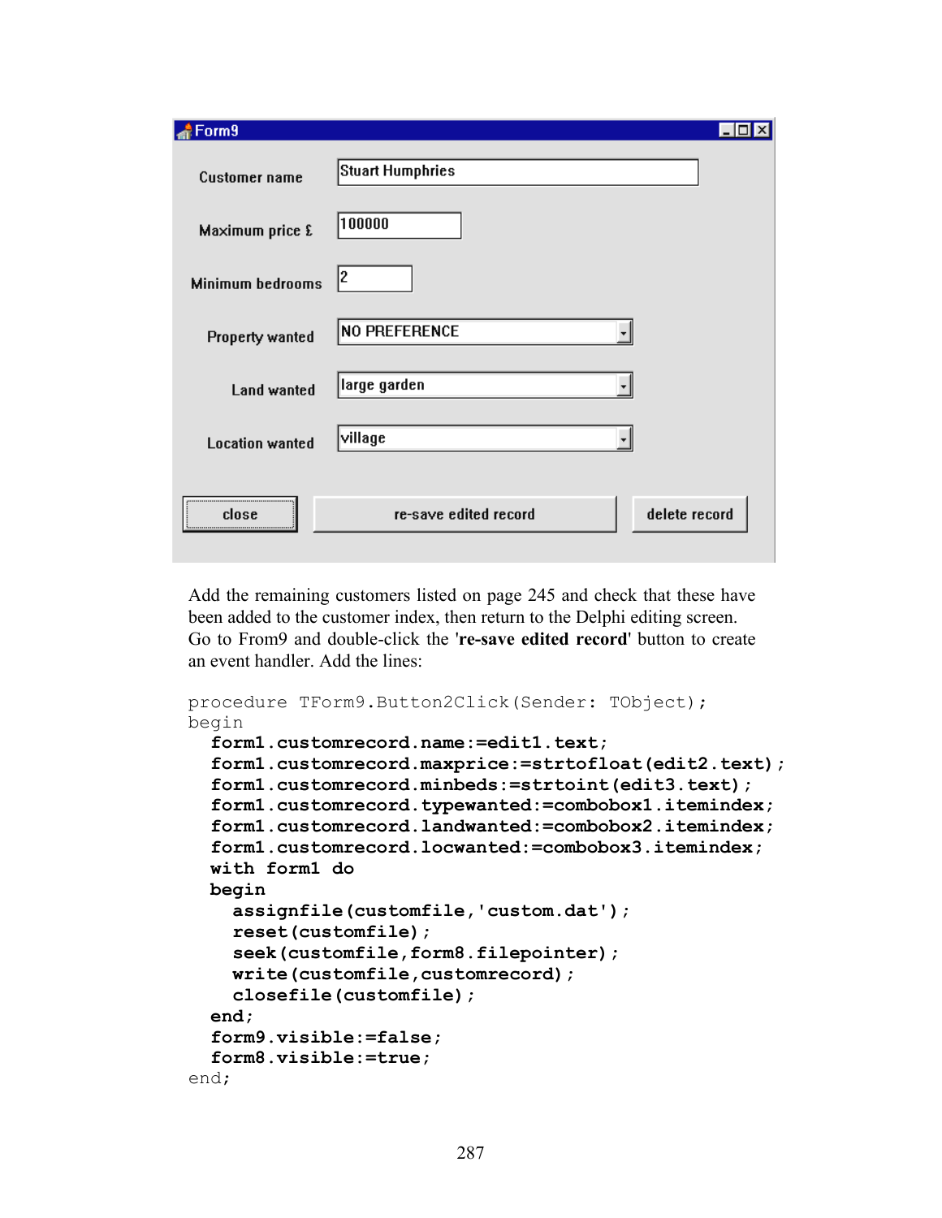Add the remaining customers listed on page 245 and check that these have been added to the customer index, then return to the Delphi editing screen. Go to From9 and double-click the '**re-save edited record**' button to create an event handler. Add the lines:

```
procedure TForm9.Button2Click(Sender: TObject);
begin
  form1.customrecord.name:=edit1.text;
  form1.customrecord.maxprice:=strtofloat(edit2.text);
  form1.customrecord.minbeds:=strtoint(edit3.text);
  form1.customrecord.typewanted:=combobox1.itemindex;
  form1.customrecord.landwanted:=combobox2.itemindex;
  form1.customrecord.locwanted:=combobox3.itemindex;
  with form1 do
  begin
    assignfile(customfile,'custom.dat');
    reset(customfile);
    seek(customfile,form8.filepointer);
    write(customfile,customrecord);
    closefile(customfile);
  end;
  form9.visible:=false;
  form8.visible:=true;
end;
```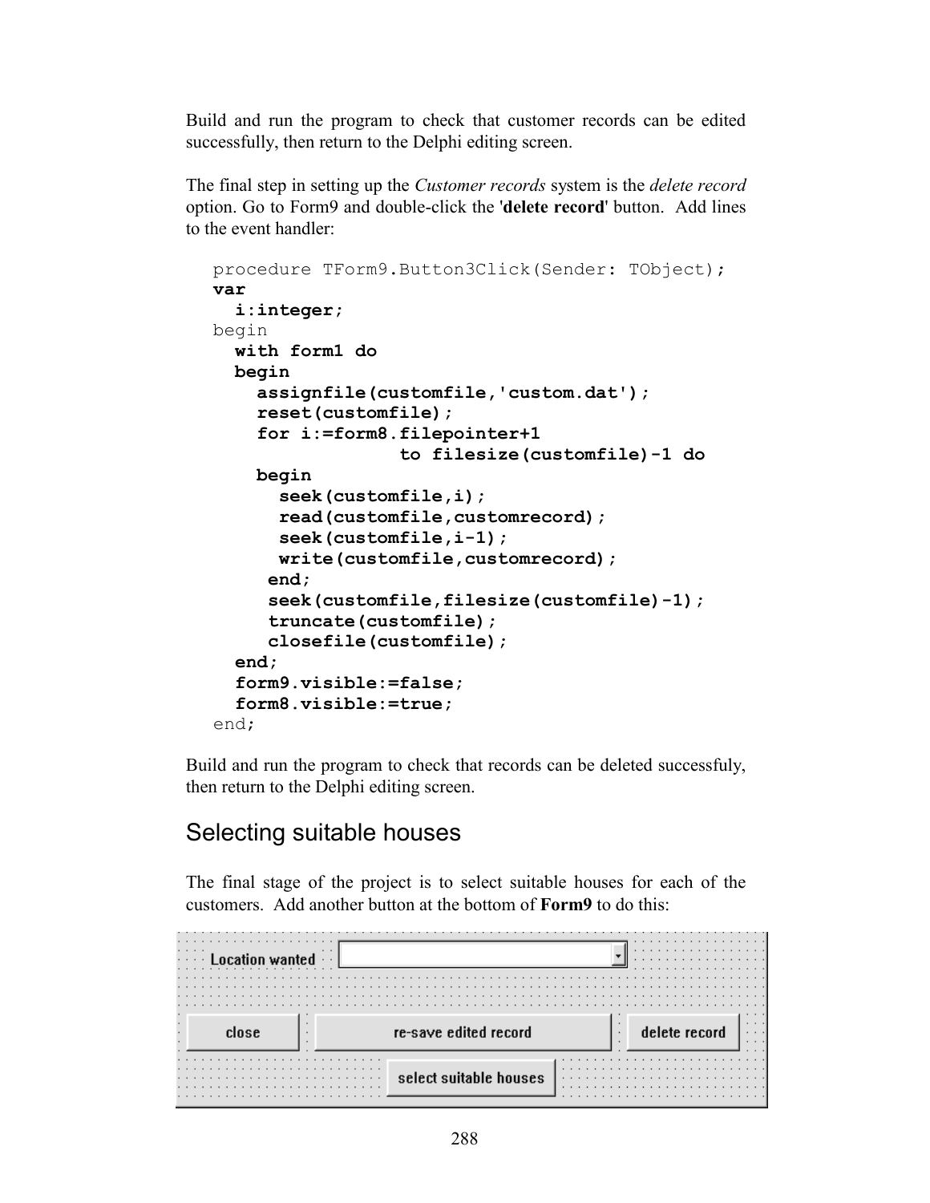Build and run the program to check that customer records can be edited successfully, then return to the Delphi editing screen.

The final step in setting up the *Customer records* system is the *delete record* option. Go to Form9 and double-click the '**delete record**' button. Add lines to the event handler:

```
procedure TForm9.Button3Click(Sender: TObject);
var
  i:integer;
begin
  with form1 do
  begin
    assignfile(customfile,'custom.dat');
    reset(customfile);
    for i:=form8.filepointer+1
                 to filesize(customfile)-1 do
    begin
      seek(customfile,i);
      read(customfile,customrecord);
      seek(customfile,i-1);
      write(customfile,customrecord);
     end;
     seek(customfile,filesize(customfile)-1);
     truncate(customfile);
     closefile(customfile);
  end;
  form9.visible:=false;
  form8.visible:=true;
end;
```

Build and run the program to check that records can be deleted successfuly, then return to the Delphi editing screen.

## Selecting suitable houses

The final stage of the project is to select suitable houses for each of the customers. Add another button at the bottom of **Form9** to do this:

Location wanted

close | re-save edited record | delete record

select suitable houses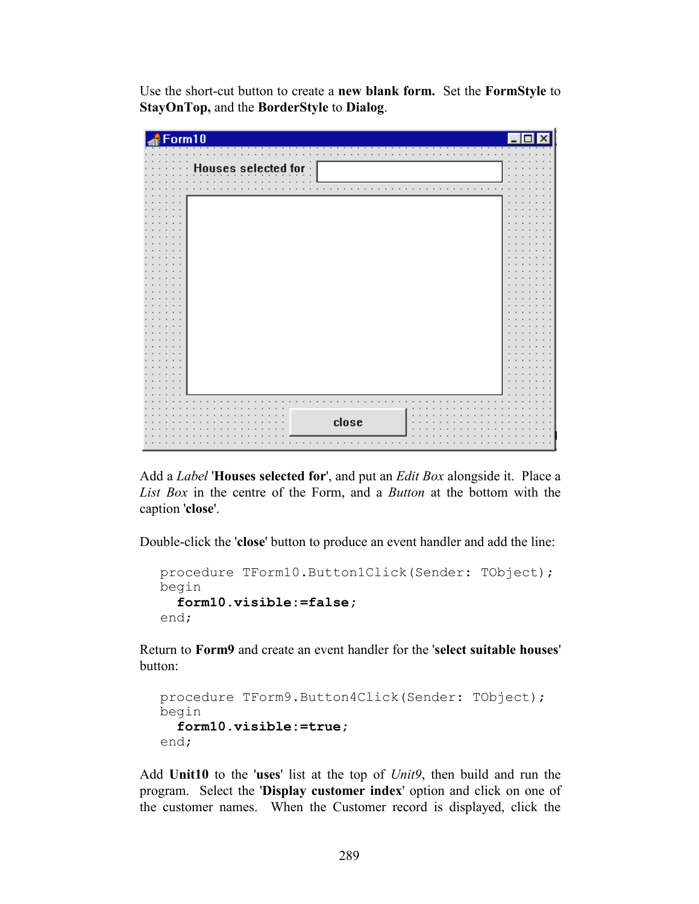Use the short-cut button to create a **new blank form.** Set the **FormStyle** to **StayOnTop,** and the **BorderStyle** to **Dialog**.

Add a *Label* '**Houses selected for**', and put an *Edit Box* alongside it. Place a *List Box* in the centre of the Form, and a *Button* at the bottom with the caption '**close**'.

Double-click the '**close**' button to produce an event handler and add the line:

```
procedure TForm10.Button1Click(Sender: TObject);
begin
  form10.visible:=false;
end;
```

Return to **Form9** and create an event handler for the '**select suitable houses**' button:

```
procedure TForm9.Button4Click(Sender: TObject);
begin
  form10.visible:=true;
end;
```

Add **Unit10** to the '**uses**' list at the top of *Unit9*, then build and run the program. Select the '**Display customer index**' option and click on one of the customer names. When the Customer record is displayed, click the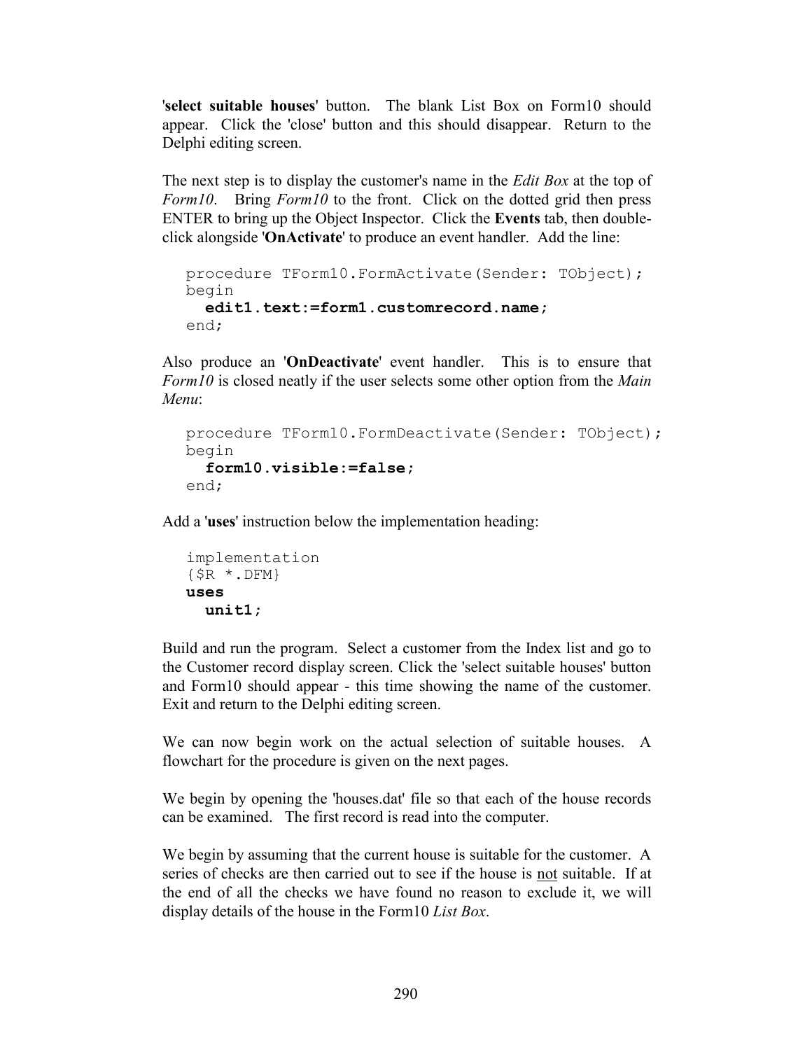'**select suitable houses**' button. The blank List Box on Form10 should appear. Click the 'close' button and this should disappear. Return to the Delphi editing screen.

The next step is to display the customer's name in the *Edit Box* at the top of *Form10*. Bring *Form10* to the front. Click on the dotted grid then press ENTER to bring up the Object Inspector. Click the **Events** tab, then double-click alongside '**OnActivate**' to produce an event handler. Add the line:

```
procedure TForm10.FormActivate(Sender: TObject);
begin
  edit1.text:=form1.customrecord.name;
end;
```

Also produce an '**OnDeactivate**' event handler. This is to ensure that *Form10* is closed neatly if the user selects some other option from the *Main Menu*:

```
procedure TForm10.FormDeactivate(Sender: TObject);
begin
  form10.visible:=false;
end;
```

Add a '**uses**' instruction below the implementation heading:

```
implementation
{$R *.DFM}
uses
  unit1;
```

Build and run the program. Select a customer from the Index list and go to the Customer record display screen. Click the 'select suitable houses' button and Form10 should appear - this time showing the name of the customer. Exit and return to the Delphi editing screen.

We can now begin work on the actual selection of suitable houses. A flowchart for the procedure is given on the next pages.

We begin by opening the 'houses.dat' file so that each of the house records can be examined. The first record is read into the computer.

We begin by assuming that the current house is suitable for the customer. A series of checks are then carried out to see if the house is <u>not</u> suitable. If at the end of all the checks we have found no reason to exclude it, we will display details of the house in the Form10 *List Box*.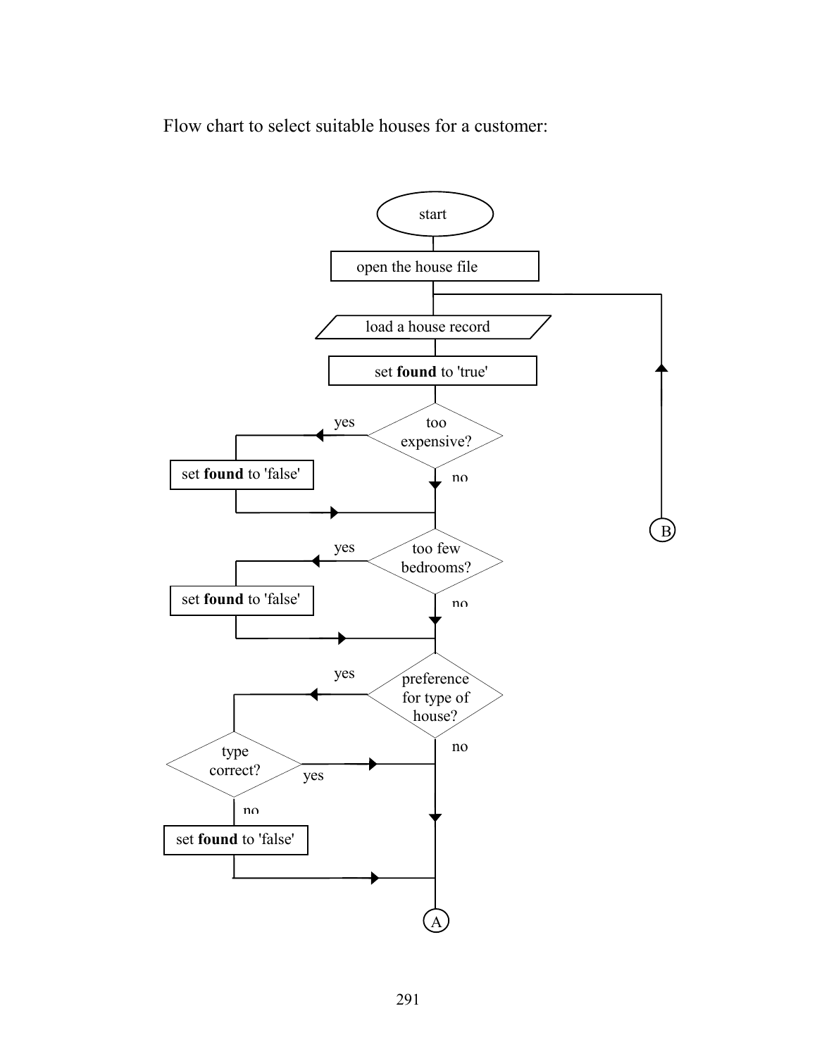Flow chart to select suitable houses for a customer:

start

open the house file

load a house record

set **found** to 'true'

too expensive?

yes

set **found** to 'false'

no

too few bedrooms?

yes

set **found** to 'false'

no

preference for type of house?

yes

type correct?

yes

no

set **found** to 'false'

no

A

B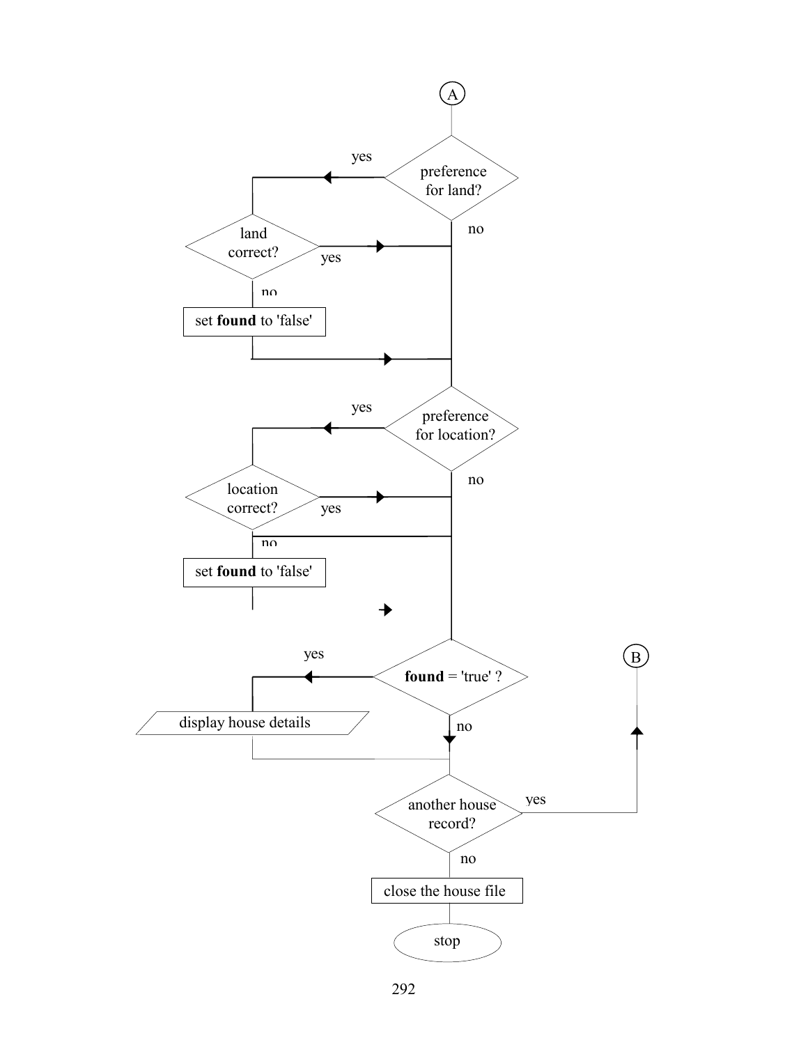A

preference for land?

yes

no

land correct?

yes

no

set **found** to 'false'

preference for location?

yes

no

location correct?

yes

no

set **found** to 'false'

**found** = 'true' ?

yes

no

B

display house details

another house record?

yes

no

close the house file

stop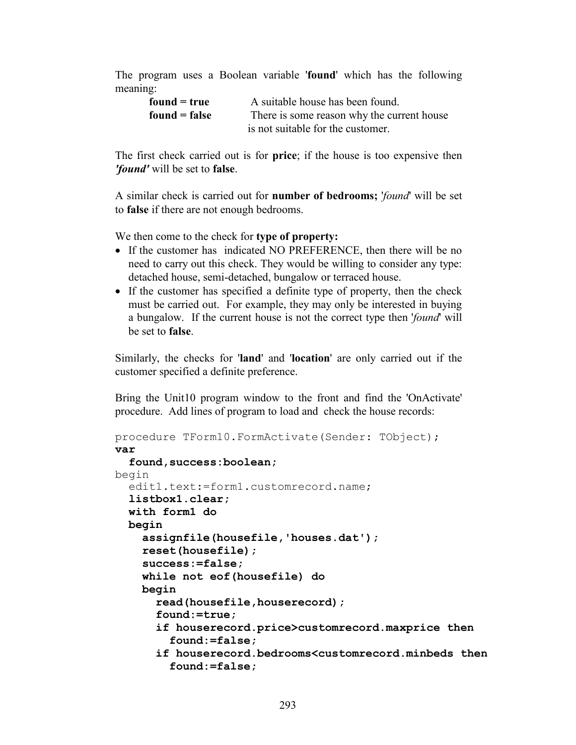The program uses a Boolean variable '**found**' which has the following meaning:

**found = true** A suitable house has been found.

**found = false** There is some reason why the current house is not suitable for the customer.

The first check carried out is for **price**; if the house is too expensive then ***'found'*** will be set to **false**.

A similar check is carried out for **number of bedrooms;** '*found*' will be set to **false** if there are not enough bedrooms.

We then come to the check for **type of property:**

- If the customer has indicated NO PREFERENCE, then there will be no need to carry out this check. They would be willing to consider any type: detached house, semi-detached, bungalow or terraced house.
- If the customer has specified a definite type of property, then the check must be carried out. For example, they may only be interested in buying a bungalow. If the current house is not the correct type then '*found*' will be set to **false**.

Similarly, the checks for '**land**' and '**location**' are only carried out if the customer specified a definite preference.

Bring the Unit10 program window to the front and find the 'OnActivate' procedure. Add lines of program to load and check the house records:

```
procedure TForm10.FormActivate(Sender: TObject);
var
  found,success:boolean;
begin
  edit1.text:=form1.customrecord.name;
  listbox1.clear;
  with form1 do
  begin
    assignfile(housefile,'houses.dat');
    reset(housefile);
    success:=false;
    while not eof(housefile) do
    begin
      read(housefile,houserecord);
      found:=true;
      if houserecord.price>customrecord.maxprice then
        found:=false;
      if houserecord.bedrooms<customrecord.minbeds then
        found:=false;
```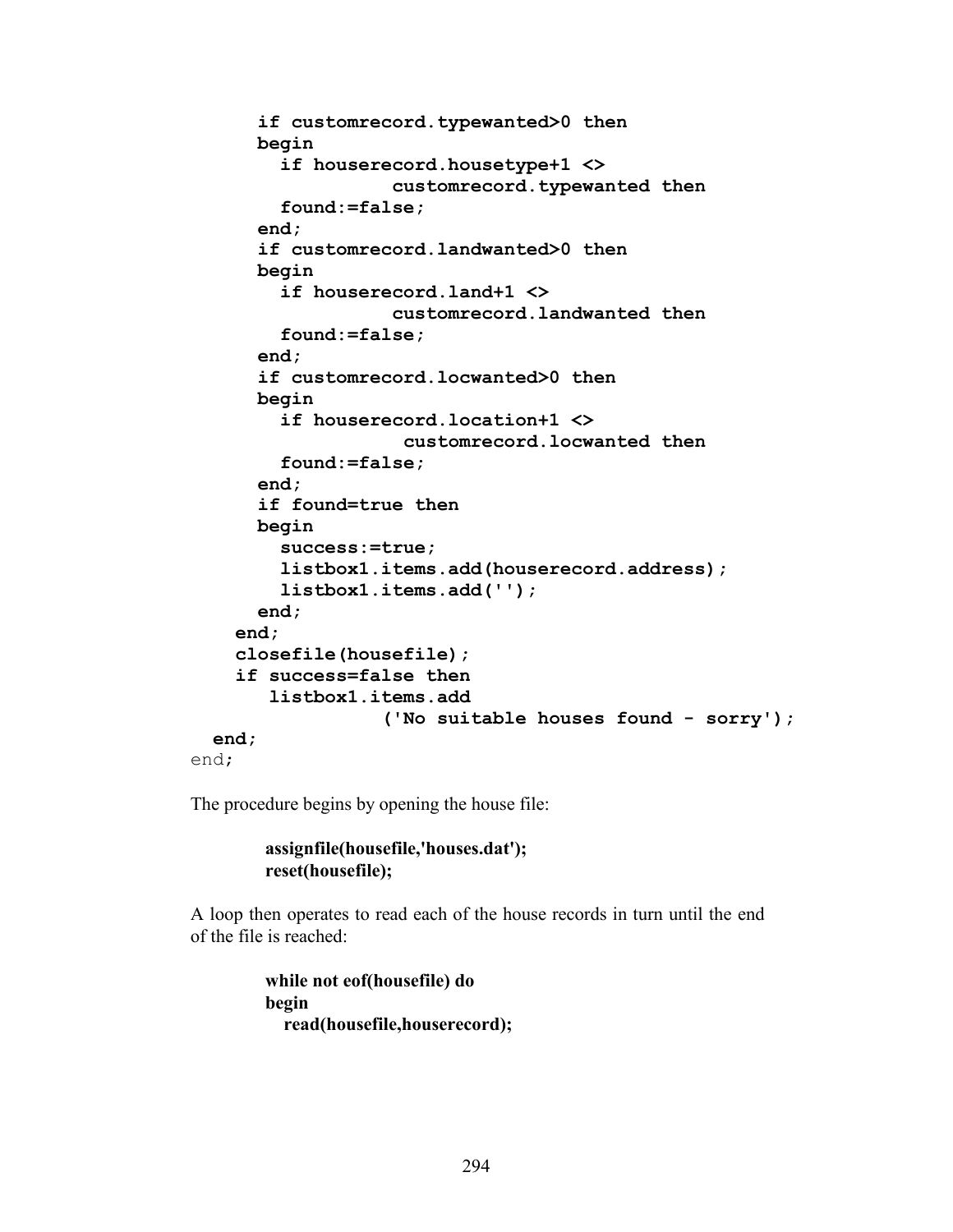```
      if customrecord.typewanted>0 then
      begin
        if houserecord.housetype+1 <>
                   customrecord.typewanted then
        found:=false;
      end;
      if customrecord.landwanted>0 then
      begin
        if houserecord.land+1 <>
                   customrecord.landwanted then
        found:=false;
      end;
      if customrecord.locwanted>0 then
      begin
        if houserecord.location+1 <>
                    customrecord.locwanted then
        found:=false;
      end;
      if found=true then
      begin
        success:=true;
        listbox1.items.add(houserecord.address);
        listbox1.items.add('');
      end;
    end;
    closefile(housefile);
    if success=false then
       listbox1.items.add
                  ('No suitable houses found - sorry');
  end;
end;
```

The procedure begins by opening the house file:

```
assignfile(housefile,'houses.dat');
reset(housefile);
```

A loop then operates to read each of the house records in turn until the end of the file is reached:

```
while not eof(housefile) do
begin
   read(housefile,houserecord);
```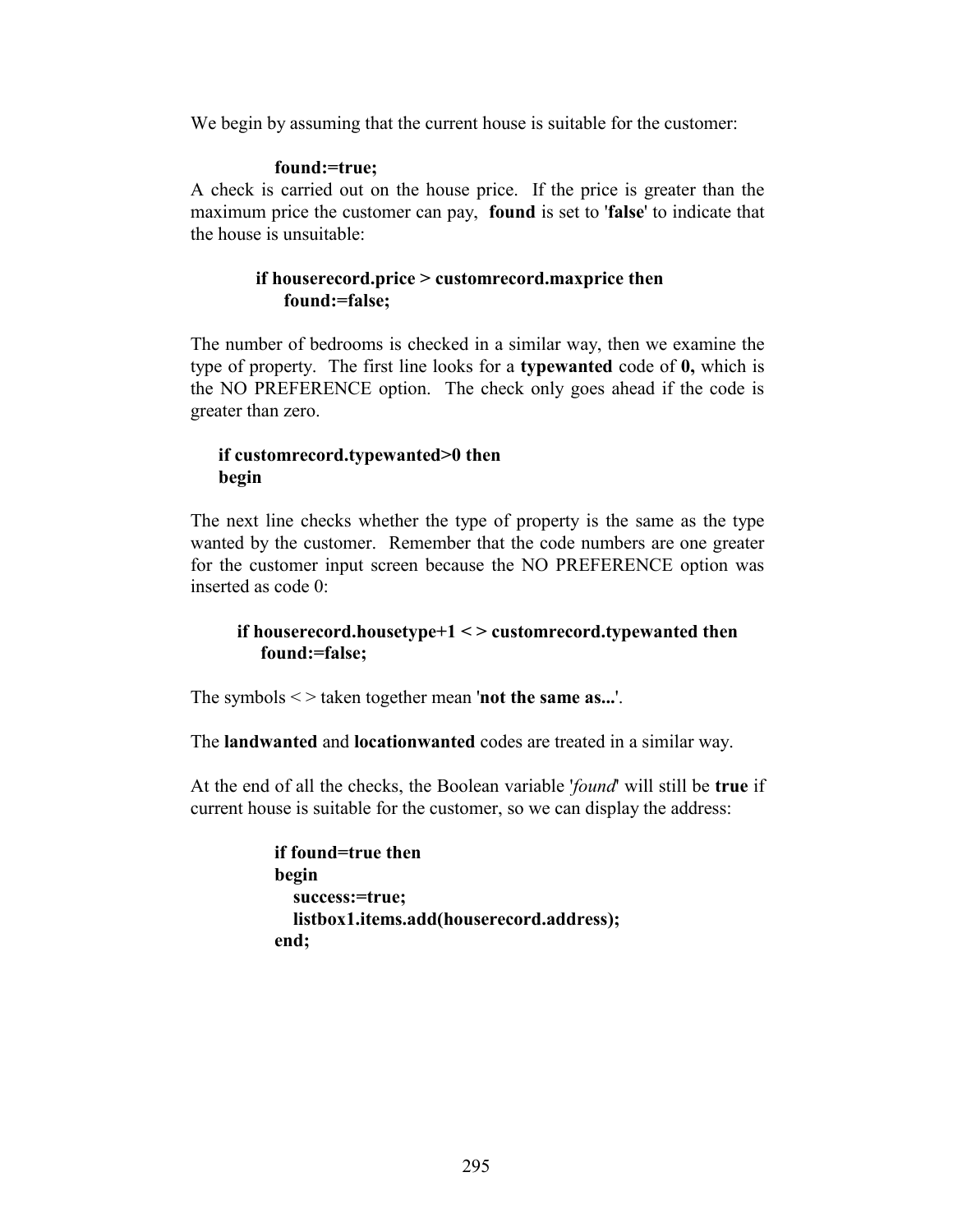We begin by assuming that the current house is suitable for the customer:

```
found:=true;
```

A check is carried out on the house price. If the price is greater than the maximum price the customer can pay, **found** is set to '**false**' to indicate that the house is unsuitable:

```
if houserecord.price > customrecord.maxprice then
    found:=false;
```

The number of bedrooms is checked in a similar way, then we examine the type of property. The first line looks for a **typewanted** code of **0,** which is the NO PREFERENCE option. The check only goes ahead if the code is greater than zero.

```
if customrecord.typewanted>0 then
begin
```

The next line checks whether the type of property is the same as the type wanted by the customer. Remember that the code numbers are one greater for the customer input screen because the NO PREFERENCE option was inserted as code 0:

```
if houserecord.housetype+1 < > customrecord.typewanted then
    found:=false;
```

The symbols < > taken together mean '**not the same as...**'.

The **landwanted** and **locationwanted** codes are treated in a similar way.

At the end of all the checks, the Boolean variable '*found*' will still be **true** if current house is suitable for the customer, so we can display the address:

```
if found=true then
begin
   success:=true;
   listbox1.items.add(houserecord.address);
end;
```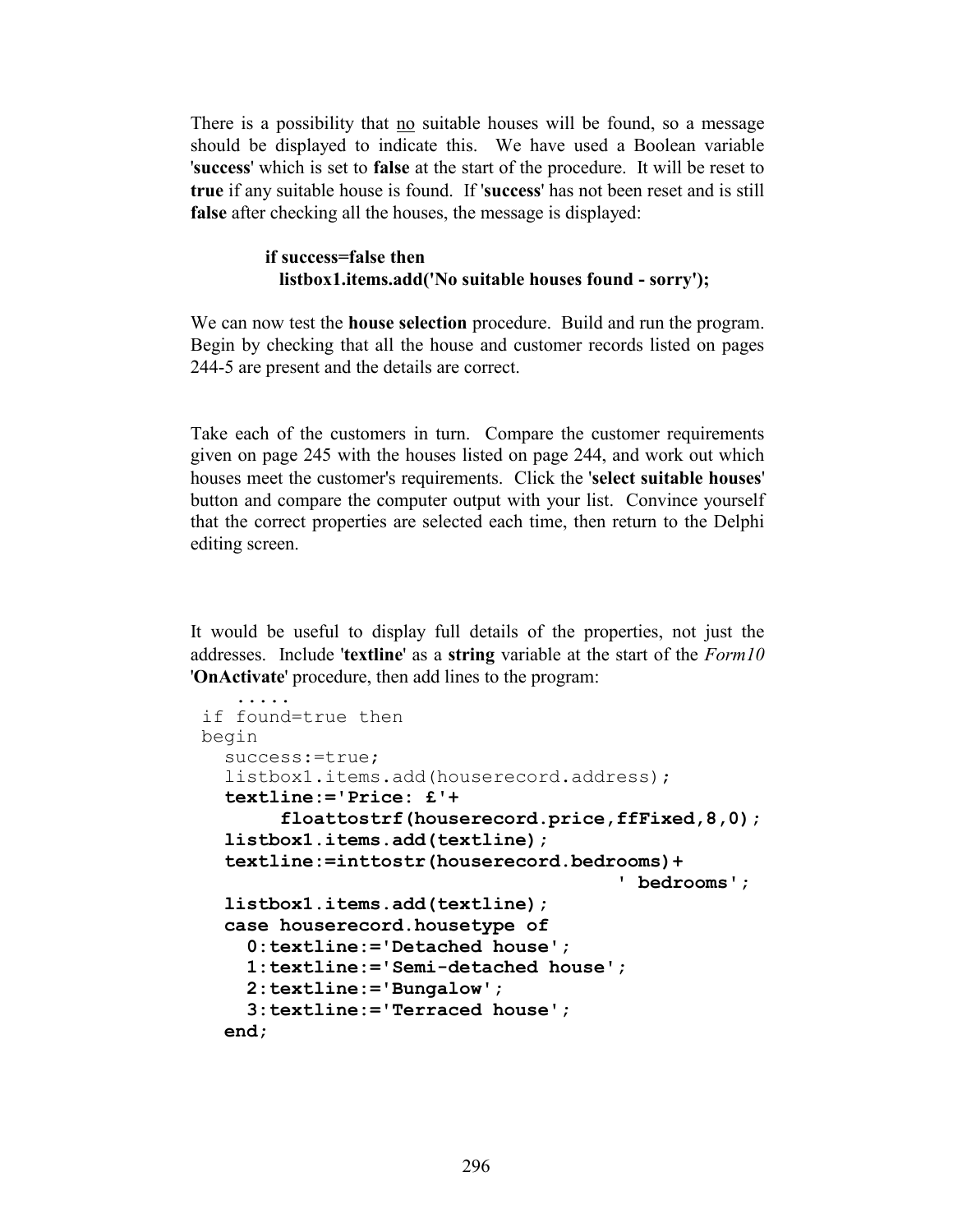There is a possibility that <u>no</u> suitable houses will be found, so a message should be displayed to indicate this. We have used a Boolean variable '**success**' which is set to **false** at the start of the procedure. It will be reset to **true** if any suitable house is found. If '**success**' has not been reset and is still **false** after checking all the houses, the message is displayed:

```
if success=false then
  listbox1.items.add('No suitable houses found - sorry');
```

We can now test the **house selection** procedure. Build and run the program. Begin by checking that all the house and customer records listed on pages 244-5 are present and the details are correct.

Take each of the customers in turn. Compare the customer requirements given on page 245 with the houses listed on page 244, and work out which houses meet the customer's requirements. Click the '**select suitable houses**' button and compare the computer output with your list. Convince yourself that the correct properties are selected each time, then return to the Delphi editing screen.

It would be useful to display full details of the properties, not just the addresses. Include '**textline**' as a **string** variable at the start of the *Form10* '**OnActivate**' procedure, then add lines to the program:

```
   .....
 if found=true then
 begin
   success:=true;
   listbox1.items.add(houserecord.address);
   textline:='Price: £'+
        floattostrf(houserecord.price,ffFixed,8,0);
   listbox1.items.add(textline);
   textline:=inttostr(houserecord.bedrooms)+
                                       ' bedrooms';
   listbox1.items.add(textline);
   case houserecord.housetype of
     0:textline:='Detached house';
     1:textline:='Semi-detached house';
     2:textline:='Bungalow';
     3:textline:='Terraced house';
   end;
```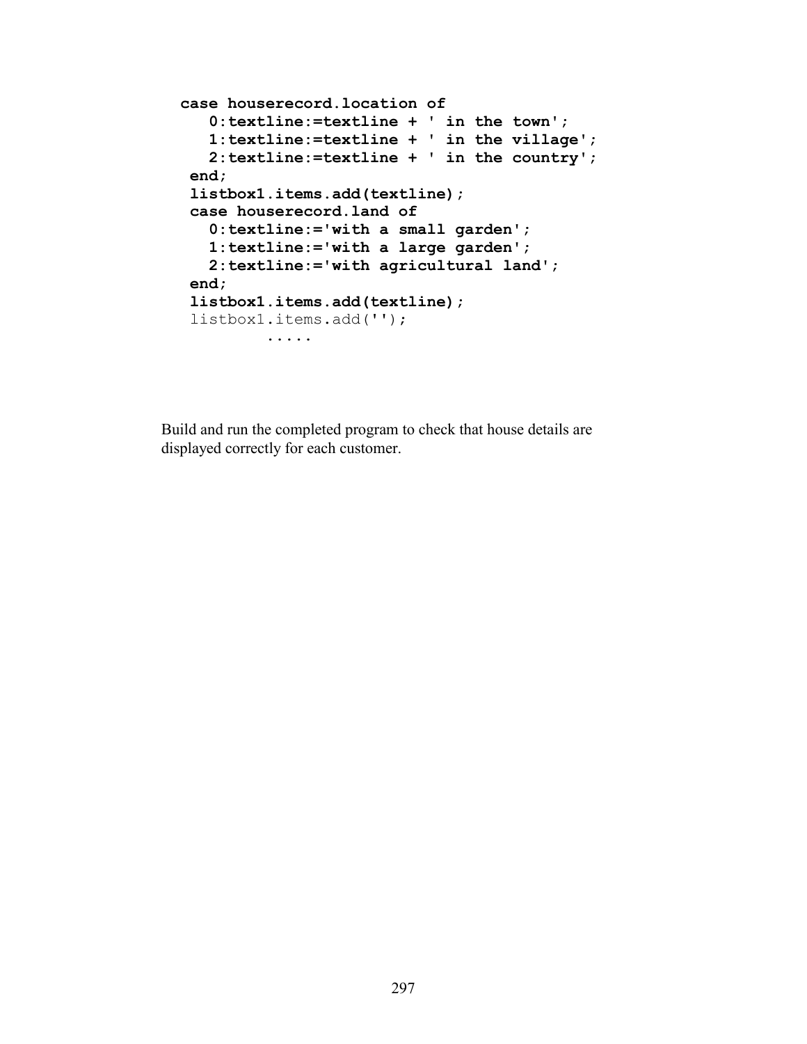```
 case houserecord.location of
    0:textline:=textline + ' in the town';
    1:textline:=textline + ' in the village';
    2:textline:=textline + ' in the country';
  end;
  listbox1.items.add(textline);
  case houserecord.land of
    0:textline:='with a small garden';
    1:textline:='with a large garden';
    2:textline:='with agricultural land';
  end;
  listbox1.items.add(textline);
  listbox1.items.add('');
          .....
```

Build and run the completed program to check that house details are displayed correctly for each customer.